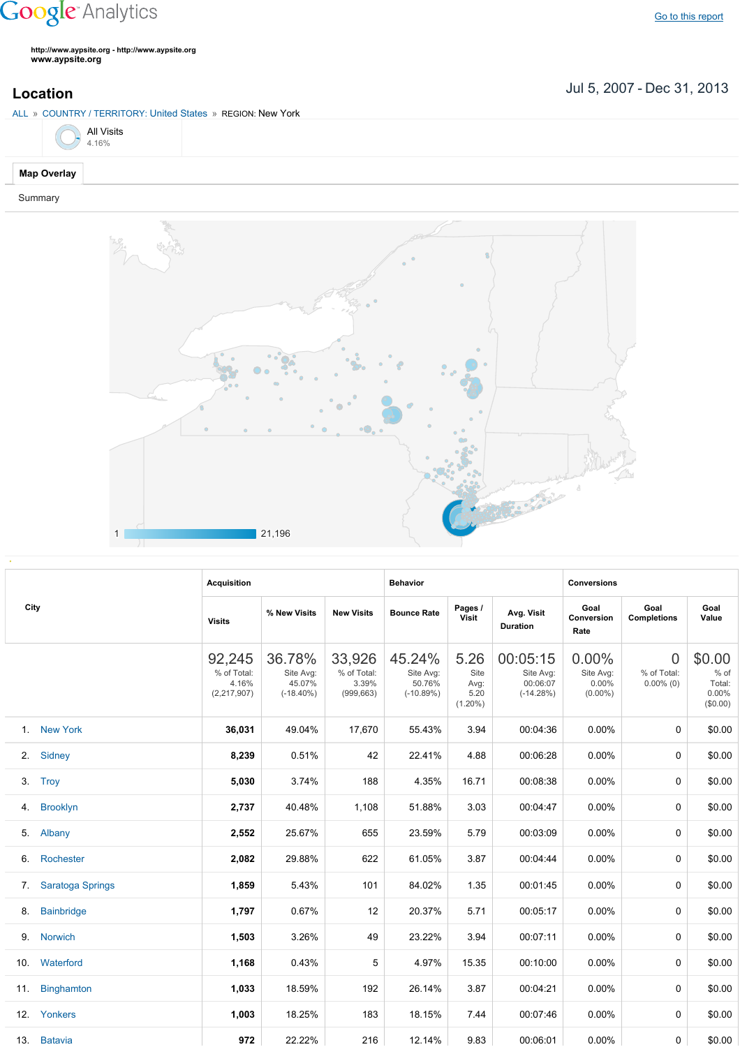Google Analytics

Go to this report

http://www.aypsite.org - http://www.aypsite.org
www.aypsite.org

# Location

Jul 5, 2007 - Dec 31, 2013

ALL » COUNTRY / TERRITORY: United States » REGION: New York

All Visits
4.16%

Map Overlay

Summary

1 21,196

| City | Acquisition | | | Behavior | | | Conversions | | |
|---|---|---|---|---|---|---|---|---|---|
| | Visits | % New Visits | New Visits | Bounce Rate | Pages / Visit | Avg. Visit Duration | Goal Conversion Rate | Goal Completions | Goal Value |
| | 92,245 % of Total: 4.16% (2,217,907) | 36.78% Site Avg: 45.07% (-18.40%) | 33,926 % of Total: 3.39% (999,663) | 45.24% Site Avg: 50.76% (-10.89%) | 5.26 Site Avg: 5.20 (1.20%) | 00:05:15 Site Avg: 00:06:07 (-14.28%) | 0.00% Site Avg: 0.00% (0.00%) | 0 % of Total: 0.00% (0) | $0.00 % of Total: 0.00% ($0.00) |
| 1. New York | **36,031** | 49.04% | 17,670 | 55.43% | 3.94 | 00:04:36 | 0.00% | 0 | $0.00 |
| 2. Sidney | **8,239** | 0.51% | 42 | 22.41% | 4.88 | 00:06:28 | 0.00% | 0 | $0.00 |
| 3. Troy | **5,030** | 3.74% | 188 | 4.35% | 16.71 | 00:08:38 | 0.00% | 0 | $0.00 |
| 4. Brooklyn | **2,737** | 40.48% | 1,108 | 51.88% | 3.03 | 00:04:47 | 0.00% | 0 | $0.00 |
| 5. Albany | **2,552** | 25.67% | 655 | 23.59% | 5.79 | 00:03:09 | 0.00% | 0 | $0.00 |
| 6. Rochester | **2,082** | 29.88% | 622 | 61.05% | 3.87 | 00:04:44 | 0.00% | 0 | $0.00 |
| 7. Saratoga Springs | **1,859** | 5.43% | 101 | 84.02% | 1.35 | 00:01:45 | 0.00% | 0 | $0.00 |
| 8. Bainbridge | **1,797** | 0.67% | 12 | 20.37% | 5.71 | 00:05:17 | 0.00% | 0 | $0.00 |
| 9. Norwich | **1,503** | 3.26% | 49 | 23.22% | 3.94 | 00:07:11 | 0.00% | 0 | $0.00 |
| 10. Waterford | **1,168** | 0.43% | 5 | 4.97% | 15.35 | 00:10:00 | 0.00% | 0 | $0.00 |
| 11. Binghamton | **1,033** | 18.59% | 192 | 26.14% | 3.87 | 00:04:21 | 0.00% | 0 | $0.00 |
| 12. Yonkers | **1,003** | 18.25% | 183 | 18.15% | 7.44 | 00:07:46 | 0.00% | 0 | $0.00 |
| 13. Batavia | **972** | 22.22% | 216 | 12.14% | 9.83 | 00:06:01 | 0.00% | 0 | $0.00 |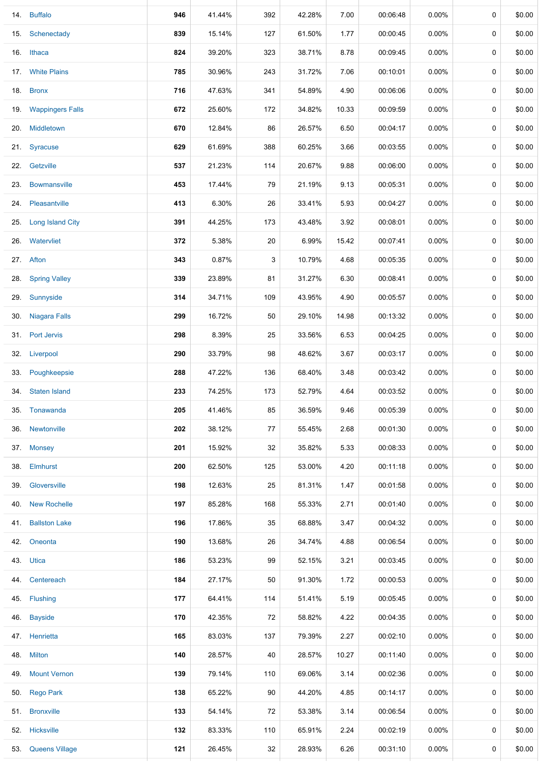| | | | | | | | | | | |
|---|---|---|---|---|---|---|---|---|---|---|
| 14. | Buffalo | **946** | 41.44% | 392 | 42.28% | 7.00 | 00:06:48 | 0.00% | 0 | $0.00 |
| 15. | Schenectady | **839** | 15.14% | 127 | 61.50% | 1.77 | 00:00:45 | 0.00% | 0 | $0.00 |
| 16. | Ithaca | **824** | 39.20% | 323 | 38.71% | 8.78 | 00:09:45 | 0.00% | 0 | $0.00 |
| 17. | White Plains | **785** | 30.96% | 243 | 31.72% | 7.06 | 00:10:01 | 0.00% | 0 | $0.00 |
| 18. | Bronx | **716** | 47.63% | 341 | 54.89% | 4.90 | 00:06:06 | 0.00% | 0 | $0.00 |
| 19. | Wappingers Falls | **672** | 25.60% | 172 | 34.82% | 10.33 | 00:09:59 | 0.00% | 0 | $0.00 |
| 20. | Middletown | **670** | 12.84% | 86 | 26.57% | 6.50 | 00:04:17 | 0.00% | 0 | $0.00 |
| 21. | Syracuse | **629** | 61.69% | 388 | 60.25% | 3.66 | 00:03:55 | 0.00% | 0 | $0.00 |
| 22. | Getzville | **537** | 21.23% | 114 | 20.67% | 9.88 | 00:06:00 | 0.00% | 0 | $0.00 |
| 23. | Bowmansville | **453** | 17.44% | 79 | 21.19% | 9.13 | 00:05:31 | 0.00% | 0 | $0.00 |
| 24. | Pleasantville | **413** | 6.30% | 26 | 33.41% | 5.93 | 00:04:27 | 0.00% | 0 | $0.00 |
| 25. | Long Island City | **391** | 44.25% | 173 | 43.48% | 3.92 | 00:08:01 | 0.00% | 0 | $0.00 |
| 26. | Watervliet | **372** | 5.38% | 20 | 6.99% | 15.42 | 00:07:41 | 0.00% | 0 | $0.00 |
| 27. | Afton | **343** | 0.87% | 3 | 10.79% | 4.68 | 00:05:35 | 0.00% | 0 | $0.00 |
| 28. | Spring Valley | **339** | 23.89% | 81 | 31.27% | 6.30 | 00:08:41 | 0.00% | 0 | $0.00 |
| 29. | Sunnyside | **314** | 34.71% | 109 | 43.95% | 4.90 | 00:05:57 | 0.00% | 0 | $0.00 |
| 30. | Niagara Falls | **299** | 16.72% | 50 | 29.10% | 14.98 | 00:13:32 | 0.00% | 0 | $0.00 |
| 31. | Port Jervis | **298** | 8.39% | 25 | 33.56% | 6.53 | 00:04:25 | 0.00% | 0 | $0.00 |
| 32. | Liverpool | **290** | 33.79% | 98 | 48.62% | 3.67 | 00:03:17 | 0.00% | 0 | $0.00 |
| 33. | Poughkeepsie | **288** | 47.22% | 136 | 68.40% | 3.48 | 00:03:42 | 0.00% | 0 | $0.00 |
| 34. | Staten Island | **233** | 74.25% | 173 | 52.79% | 4.64 | 00:03:52 | 0.00% | 0 | $0.00 |
| 35. | Tonawanda | **205** | 41.46% | 85 | 36.59% | 9.46 | 00:05:39 | 0.00% | 0 | $0.00 |
| 36. | Newtonville | **202** | 38.12% | 77 | 55.45% | 2.68 | 00:01:30 | 0.00% | 0 | $0.00 |
| 37. | Monsey | **201** | 15.92% | 32 | 35.82% | 5.33 | 00:08:33 | 0.00% | 0 | $0.00 |
| 38. | Elmhurst | **200** | 62.50% | 125 | 53.00% | 4.20 | 00:11:18 | 0.00% | 0 | $0.00 |
| 39. | Gloversville | **198** | 12.63% | 25 | 81.31% | 1.47 | 00:01:58 | 0.00% | 0 | $0.00 |
| 40. | New Rochelle | **197** | 85.28% | 168 | 55.33% | 2.71 | 00:01:40 | 0.00% | 0 | $0.00 |
| 41. | Ballston Lake | **196** | 17.86% | 35 | 68.88% | 3.47 | 00:04:32 | 0.00% | 0 | $0.00 |
| 42. | Oneonta | **190** | 13.68% | 26 | 34.74% | 4.88 | 00:06:54 | 0.00% | 0 | $0.00 |
| 43. | Utica | **186** | 53.23% | 99 | 52.15% | 3.21 | 00:03:45 | 0.00% | 0 | $0.00 |
| 44. | Centereach | **184** | 27.17% | 50 | 91.30% | 1.72 | 00:00:53 | 0.00% | 0 | $0.00 |
| 45. | Flushing | **177** | 64.41% | 114 | 51.41% | 5.19 | 00:05:45 | 0.00% | 0 | $0.00 |
| 46. | Bayside | **170** | 42.35% | 72 | 58.82% | 4.22 | 00:04:35 | 0.00% | 0 | $0.00 |
| 47. | Henrietta | **165** | 83.03% | 137 | 79.39% | 2.27 | 00:02:10 | 0.00% | 0 | $0.00 |
| 48. | Milton | **140** | 28.57% | 40 | 28.57% | 10.27 | 00:11:40 | 0.00% | 0 | $0.00 |
| 49. | Mount Vernon | **139** | 79.14% | 110 | 69.06% | 3.14 | 00:02:36 | 0.00% | 0 | $0.00 |
| 50. | Rego Park | **138** | 65.22% | 90 | 44.20% | 4.85 | 00:14:17 | 0.00% | 0 | $0.00 |
| 51. | Bronxville | **133** | 54.14% | 72 | 53.38% | 3.14 | 00:06:54 | 0.00% | 0 | $0.00 |
| 52. | Hicksville | **132** | 83.33% | 110 | 65.91% | 2.24 | 00:02:19 | 0.00% | 0 | $0.00 |
| 53. | Queens Village | **121** | 26.45% | 32 | 28.93% | 6.26 | 00:31:10 | 0.00% | 0 | $0.00 |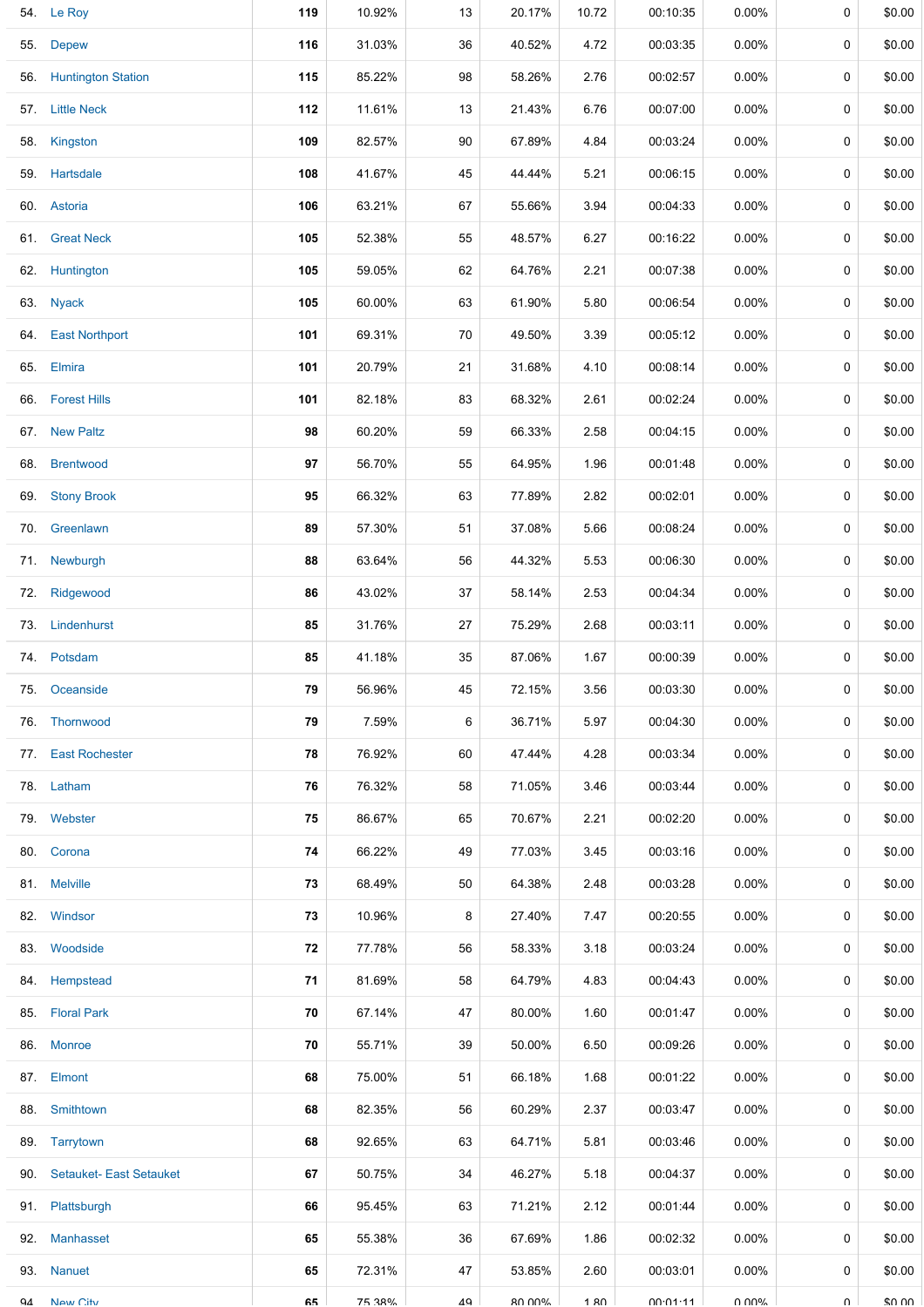| | | | | | | | | | | |
|---|---|---|---|---|---|---|---|---|---|---|
| 54. | Le Roy | **119** | 10.92% | 13 | 20.17% | 10.72 | 00:10:35 | 0.00% | 0 | $0.00 |
| 55. | Depew | **116** | 31.03% | 36 | 40.52% | 4.72 | 00:03:35 | 0.00% | 0 | $0.00 |
| 56. | Huntington Station | **115** | 85.22% | 98 | 58.26% | 2.76 | 00:02:57 | 0.00% | 0 | $0.00 |
| 57. | Little Neck | **112** | 11.61% | 13 | 21.43% | 6.76 | 00:07:00 | 0.00% | 0 | $0.00 |
| 58. | Kingston | **109** | 82.57% | 90 | 67.89% | 4.84 | 00:03:24 | 0.00% | 0 | $0.00 |
| 59. | Hartsdale | **108** | 41.67% | 45 | 44.44% | 5.21 | 00:06:15 | 0.00% | 0 | $0.00 |
| 60. | Astoria | **106** | 63.21% | 67 | 55.66% | 3.94 | 00:04:33 | 0.00% | 0 | $0.00 |
| 61. | Great Neck | **105** | 52.38% | 55 | 48.57% | 6.27 | 00:16:22 | 0.00% | 0 | $0.00 |
| 62. | Huntington | **105** | 59.05% | 62 | 64.76% | 2.21 | 00:07:38 | 0.00% | 0 | $0.00 |
| 63. | Nyack | **105** | 60.00% | 63 | 61.90% | 5.80 | 00:06:54 | 0.00% | 0 | $0.00 |
| 64. | East Northport | **101** | 69.31% | 70 | 49.50% | 3.39 | 00:05:12 | 0.00% | 0 | $0.00 |
| 65. | Elmira | **101** | 20.79% | 21 | 31.68% | 4.10 | 00:08:14 | 0.00% | 0 | $0.00 |
| 66. | Forest Hills | **101** | 82.18% | 83 | 68.32% | 2.61 | 00:02:24 | 0.00% | 0 | $0.00 |
| 67. | New Paltz | **98** | 60.20% | 59 | 66.33% | 2.58 | 00:04:15 | 0.00% | 0 | $0.00 |
| 68. | Brentwood | **97** | 56.70% | 55 | 64.95% | 1.96 | 00:01:48 | 0.00% | 0 | $0.00 |
| 69. | Stony Brook | **95** | 66.32% | 63 | 77.89% | 2.82 | 00:02:01 | 0.00% | 0 | $0.00 |
| 70. | Greenlawn | **89** | 57.30% | 51 | 37.08% | 5.66 | 00:08:24 | 0.00% | 0 | $0.00 |
| 71. | Newburgh | **88** | 63.64% | 56 | 44.32% | 5.53 | 00:06:30 | 0.00% | 0 | $0.00 |
| 72. | Ridgewood | **86** | 43.02% | 37 | 58.14% | 2.53 | 00:04:34 | 0.00% | 0 | $0.00 |
| 73. | Lindenhurst | **85** | 31.76% | 27 | 75.29% | 2.68 | 00:03:11 | 0.00% | 0 | $0.00 |
| 74. | Potsdam | **85** | 41.18% | 35 | 87.06% | 1.67 | 00:00:39 | 0.00% | 0 | $0.00 |
| 75. | Oceanside | **79** | 56.96% | 45 | 72.15% | 3.56 | 00:03:30 | 0.00% | 0 | $0.00 |
| 76. | Thornwood | **79** | 7.59% | 6 | 36.71% | 5.97 | 00:04:30 | 0.00% | 0 | $0.00 |
| 77. | East Rochester | **78** | 76.92% | 60 | 47.44% | 4.28 | 00:03:34 | 0.00% | 0 | $0.00 |
| 78. | Latham | **76** | 76.32% | 58 | 71.05% | 3.46 | 00:03:44 | 0.00% | 0 | $0.00 |
| 79. | Webster | **75** | 86.67% | 65 | 70.67% | 2.21 | 00:02:20 | 0.00% | 0 | $0.00 |
| 80. | Corona | **74** | 66.22% | 49 | 77.03% | 3.45 | 00:03:16 | 0.00% | 0 | $0.00 |
| 81. | Melville | **73** | 68.49% | 50 | 64.38% | 2.48 | 00:03:28 | 0.00% | 0 | $0.00 |
| 82. | Windsor | **73** | 10.96% | 8 | 27.40% | 7.47 | 00:20:55 | 0.00% | 0 | $0.00 |
| 83. | Woodside | **72** | 77.78% | 56 | 58.33% | 3.18 | 00:03:24 | 0.00% | 0 | $0.00 |
| 84. | Hempstead | **71** | 81.69% | 58 | 64.79% | 4.83 | 00:04:43 | 0.00% | 0 | $0.00 |
| 85. | Floral Park | **70** | 67.14% | 47 | 80.00% | 1.60 | 00:01:47 | 0.00% | 0 | $0.00 |
| 86. | Monroe | **70** | 55.71% | 39 | 50.00% | 6.50 | 00:09:26 | 0.00% | 0 | $0.00 |
| 87. | Elmont | **68** | 75.00% | 51 | 66.18% | 1.68 | 00:01:22 | 0.00% | 0 | $0.00 |
| 88. | Smithtown | **68** | 82.35% | 56 | 60.29% | 2.37 | 00:03:47 | 0.00% | 0 | $0.00 |
| 89. | Tarrytown | **68** | 92.65% | 63 | 64.71% | 5.81 | 00:03:46 | 0.00% | 0 | $0.00 |
| 90. | Setauket- East Setauket | **67** | 50.75% | 34 | 46.27% | 5.18 | 00:04:37 | 0.00% | 0 | $0.00 |
| 91. | Plattsburgh | **66** | 95.45% | 63 | 71.21% | 2.12 | 00:01:44 | 0.00% | 0 | $0.00 |
| 92. | Manhasset | **65** | 55.38% | 36 | 67.69% | 1.86 | 00:02:32 | 0.00% | 0 | $0.00 |
| 93. | Nanuet | **65** | 72.31% | 47 | 53.85% | 2.60 | 00:03:01 | 0.00% | 0 | $0.00 |
| 94. | New City | **65** | 75.38% | 49 | 80.00% | 1.80 | 00:01:11 | 0.00% | 0 | $0.00 |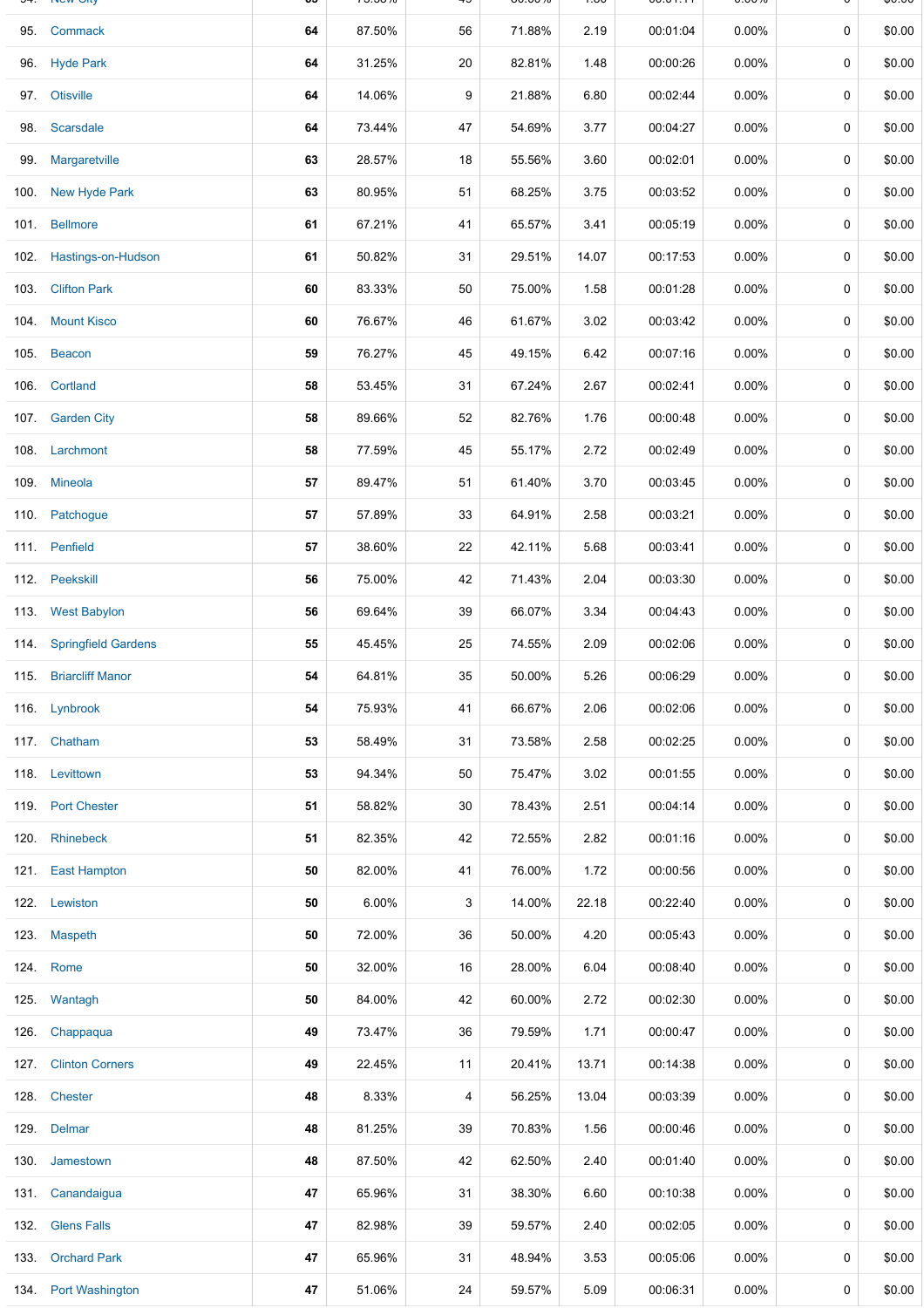| | | | | | | | | | | |
|---|---|---|---|---|---|---|---|---|---|---|
| 95. | Commack | 64 | 87.50% | 56 | 71.88% | 2.19 | 00:01:04 | 0.00% | 0 | $0.00 |
| 96. | Hyde Park | 64 | 31.25% | 20 | 82.81% | 1.48 | 00:00:26 | 0.00% | 0 | $0.00 |
| 97. | Otisville | 64 | 14.06% | 9 | 21.88% | 6.80 | 00:02:44 | 0.00% | 0 | $0.00 |
| 98. | Scarsdale | 64 | 73.44% | 47 | 54.69% | 3.77 | 00:04:27 | 0.00% | 0 | $0.00 |
| 99. | Margaretville | 63 | 28.57% | 18 | 55.56% | 3.60 | 00:02:01 | 0.00% | 0 | $0.00 |
| 100. | New Hyde Park | 63 | 80.95% | 51 | 68.25% | 3.75 | 00:03:52 | 0.00% | 0 | $0.00 |
| 101. | Bellmore | 61 | 67.21% | 41 | 65.57% | 3.41 | 00:05:19 | 0.00% | 0 | $0.00 |
| 102. | Hastings-on-Hudson | 61 | 50.82% | 31 | 29.51% | 14.07 | 00:17:53 | 0.00% | 0 | $0.00 |
| 103. | Clifton Park | 60 | 83.33% | 50 | 75.00% | 1.58 | 00:01:28 | 0.00% | 0 | $0.00 |
| 104. | Mount Kisco | 60 | 76.67% | 46 | 61.67% | 3.02 | 00:03:42 | 0.00% | 0 | $0.00 |
| 105. | Beacon | 59 | 76.27% | 45 | 49.15% | 6.42 | 00:07:16 | 0.00% | 0 | $0.00 |
| 106. | Cortland | 58 | 53.45% | 31 | 67.24% | 2.67 | 00:02:41 | 0.00% | 0 | $0.00 |
| 107. | Garden City | 58 | 89.66% | 52 | 82.76% | 1.76 | 00:00:48 | 0.00% | 0 | $0.00 |
| 108. | Larchmont | 58 | 77.59% | 45 | 55.17% | 2.72 | 00:02:49 | 0.00% | 0 | $0.00 |
| 109. | Mineola | 57 | 89.47% | 51 | 61.40% | 3.70 | 00:03:45 | 0.00% | 0 | $0.00 |
| 110. | Patchogue | 57 | 57.89% | 33 | 64.91% | 2.58 | 00:03:21 | 0.00% | 0 | $0.00 |
| 111. | Penfield | 57 | 38.60% | 22 | 42.11% | 5.68 | 00:03:41 | 0.00% | 0 | $0.00 |
| 112. | Peekskill | 56 | 75.00% | 42 | 71.43% | 2.04 | 00:03:30 | 0.00% | 0 | $0.00 |
| 113. | West Babylon | 56 | 69.64% | 39 | 66.07% | 3.34 | 00:04:43 | 0.00% | 0 | $0.00 |
| 114. | Springfield Gardens | 55 | 45.45% | 25 | 74.55% | 2.09 | 00:02:06 | 0.00% | 0 | $0.00 |
| 115. | Briarcliff Manor | 54 | 64.81% | 35 | 50.00% | 5.26 | 00:06:29 | 0.00% | 0 | $0.00 |
| 116. | Lynbrook | 54 | 75.93% | 41 | 66.67% | 2.06 | 00:02:06 | 0.00% | 0 | $0.00 |
| 117. | Chatham | 53 | 58.49% | 31 | 73.58% | 2.58 | 00:02:25 | 0.00% | 0 | $0.00 |
| 118. | Levittown | 53 | 94.34% | 50 | 75.47% | 3.02 | 00:01:55 | 0.00% | 0 | $0.00 |
| 119. | Port Chester | 51 | 58.82% | 30 | 78.43% | 2.51 | 00:04:14 | 0.00% | 0 | $0.00 |
| 120. | Rhinebeck | 51 | 82.35% | 42 | 72.55% | 2.82 | 00:01:16 | 0.00% | 0 | $0.00 |
| 121. | East Hampton | 50 | 82.00% | 41 | 76.00% | 1.72 | 00:00:56 | 0.00% | 0 | $0.00 |
| 122. | Lewiston | 50 | 6.00% | 3 | 14.00% | 22.18 | 00:22:40 | 0.00% | 0 | $0.00 |
| 123. | Maspeth | 50 | 72.00% | 36 | 50.00% | 4.20 | 00:05:43 | 0.00% | 0 | $0.00 |
| 124. | Rome | 50 | 32.00% | 16 | 28.00% | 6.04 | 00:08:40 | 0.00% | 0 | $0.00 |
| 125. | Wantagh | 50 | 84.00% | 42 | 60.00% | 2.72 | 00:02:30 | 0.00% | 0 | $0.00 |
| 126. | Chappaqua | 49 | 73.47% | 36 | 79.59% | 1.71 | 00:00:47 | 0.00% | 0 | $0.00 |
| 127. | Clinton Corners | 49 | 22.45% | 11 | 20.41% | 13.71 | 00:14:38 | 0.00% | 0 | $0.00 |
| 128. | Chester | 48 | 8.33% | 4 | 56.25% | 13.04 | 00:03:39 | 0.00% | 0 | $0.00 |
| 129. | Delmar | 48 | 81.25% | 39 | 70.83% | 1.56 | 00:00:46 | 0.00% | 0 | $0.00 |
| 130. | Jamestown | 48 | 87.50% | 42 | 62.50% | 2.40 | 00:01:40 | 0.00% | 0 | $0.00 |
| 131. | Canandaigua | 47 | 65.96% | 31 | 38.30% | 6.60 | 00:10:38 | 0.00% | 0 | $0.00 |
| 132. | Glens Falls | 47 | 82.98% | 39 | 59.57% | 2.40 | 00:02:05 | 0.00% | 0 | $0.00 |
| 133. | Orchard Park | 47 | 65.96% | 31 | 48.94% | 3.53 | 00:05:06 | 0.00% | 0 | $0.00 |
| 134. | Port Washington | 47 | 51.06% | 24 | 59.57% | 5.09 | 00:06:31 | 0.00% | 0 | $0.00 |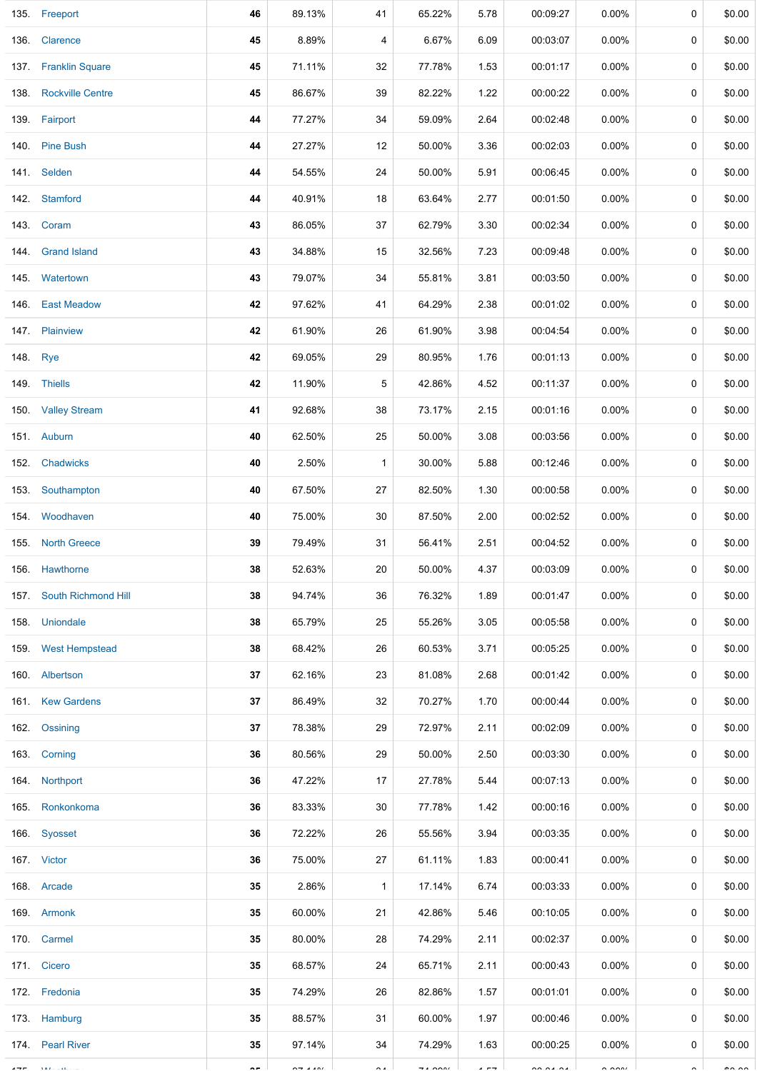| | | | | | | | | | | |
|---|---|---|---|---|---|---|---|---|---|---|
| 135. | Freeport | 46 | 89.13% | 41 | 65.22% | 5.78 | 00:09:27 | 0.00% | 0 | $0.00 |
| 136. | Clarence | 45 | 8.89% | 4 | 6.67% | 6.09 | 00:03:07 | 0.00% | 0 | $0.00 |
| 137. | Franklin Square | 45 | 71.11% | 32 | 77.78% | 1.53 | 00:01:17 | 0.00% | 0 | $0.00 |
| 138. | Rockville Centre | 45 | 86.67% | 39 | 82.22% | 1.22 | 00:00:22 | 0.00% | 0 | $0.00 |
| 139. | Fairport | 44 | 77.27% | 34 | 59.09% | 2.64 | 00:02:48 | 0.00% | 0 | $0.00 |
| 140. | Pine Bush | 44 | 27.27% | 12 | 50.00% | 3.36 | 00:02:03 | 0.00% | 0 | $0.00 |
| 141. | Selden | 44 | 54.55% | 24 | 50.00% | 5.91 | 00:06:45 | 0.00% | 0 | $0.00 |
| 142. | Stamford | 44 | 40.91% | 18 | 63.64% | 2.77 | 00:01:50 | 0.00% | 0 | $0.00 |
| 143. | Coram | 43 | 86.05% | 37 | 62.79% | 3.30 | 00:02:34 | 0.00% | 0 | $0.00 |
| 144. | Grand Island | 43 | 34.88% | 15 | 32.56% | 7.23 | 00:09:48 | 0.00% | 0 | $0.00 |
| 145. | Watertown | 43 | 79.07% | 34 | 55.81% | 3.81 | 00:03:50 | 0.00% | 0 | $0.00 |
| 146. | East Meadow | 42 | 97.62% | 41 | 64.29% | 2.38 | 00:01:02 | 0.00% | 0 | $0.00 |
| 147. | Plainview | 42 | 61.90% | 26 | 61.90% | 3.98 | 00:04:54 | 0.00% | 0 | $0.00 |
| 148. | Rye | 42 | 69.05% | 29 | 80.95% | 1.76 | 00:01:13 | 0.00% | 0 | $0.00 |
| 149. | Thiells | 42 | 11.90% | 5 | 42.86% | 4.52 | 00:11:37 | 0.00% | 0 | $0.00 |
| 150. | Valley Stream | 41 | 92.68% | 38 | 73.17% | 2.15 | 00:01:16 | 0.00% | 0 | $0.00 |
| 151. | Auburn | 40 | 62.50% | 25 | 50.00% | 3.08 | 00:03:56 | 0.00% | 0 | $0.00 |
| 152. | Chadwicks | 40 | 2.50% | 1 | 30.00% | 5.88 | 00:12:46 | 0.00% | 0 | $0.00 |
| 153. | Southampton | 40 | 67.50% | 27 | 82.50% | 1.30 | 00:00:58 | 0.00% | 0 | $0.00 |
| 154. | Woodhaven | 40 | 75.00% | 30 | 87.50% | 2.00 | 00:02:52 | 0.00% | 0 | $0.00 |
| 155. | North Greece | 39 | 79.49% | 31 | 56.41% | 2.51 | 00:04:52 | 0.00% | 0 | $0.00 |
| 156. | Hawthorne | 38 | 52.63% | 20 | 50.00% | 4.37 | 00:03:09 | 0.00% | 0 | $0.00 |
| 157. | South Richmond Hill | 38 | 94.74% | 36 | 76.32% | 1.89 | 00:01:47 | 0.00% | 0 | $0.00 |
| 158. | Uniondale | 38 | 65.79% | 25 | 55.26% | 3.05 | 00:05:58 | 0.00% | 0 | $0.00 |
| 159. | West Hempstead | 38 | 68.42% | 26 | 60.53% | 3.71 | 00:05:25 | 0.00% | 0 | $0.00 |
| 160. | Albertson | 37 | 62.16% | 23 | 81.08% | 2.68 | 00:01:42 | 0.00% | 0 | $0.00 |
| 161. | Kew Gardens | 37 | 86.49% | 32 | 70.27% | 1.70 | 00:00:44 | 0.00% | 0 | $0.00 |
| 162. | Ossining | 37 | 78.38% | 29 | 72.97% | 2.11 | 00:02:09 | 0.00% | 0 | $0.00 |
| 163. | Corning | 36 | 80.56% | 29 | 50.00% | 2.50 | 00:03:30 | 0.00% | 0 | $0.00 |
| 164. | Northport | 36 | 47.22% | 17 | 27.78% | 5.44 | 00:07:13 | 0.00% | 0 | $0.00 |
| 165. | Ronkonkoma | 36 | 83.33% | 30 | 77.78% | 1.42 | 00:00:16 | 0.00% | 0 | $0.00 |
| 166. | Syosset | 36 | 72.22% | 26 | 55.56% | 3.94 | 00:03:35 | 0.00% | 0 | $0.00 |
| 167. | Victor | 36 | 75.00% | 27 | 61.11% | 1.83 | 00:00:41 | 0.00% | 0 | $0.00 |
| 168. | Arcade | 35 | 2.86% | 1 | 17.14% | 6.74 | 00:03:33 | 0.00% | 0 | $0.00 |
| 169. | Armonk | 35 | 60.00% | 21 | 42.86% | 5.46 | 00:10:05 | 0.00% | 0 | $0.00 |
| 170. | Carmel | 35 | 80.00% | 28 | 74.29% | 2.11 | 00:02:37 | 0.00% | 0 | $0.00 |
| 171. | Cicero | 35 | 68.57% | 24 | 65.71% | 2.11 | 00:00:43 | 0.00% | 0 | $0.00 |
| 172. | Fredonia | 35 | 74.29% | 26 | 82.86% | 1.57 | 00:01:01 | 0.00% | 0 | $0.00 |
| 173. | Hamburg | 35 | 88.57% | 31 | 60.00% | 1.97 | 00:00:46 | 0.00% | 0 | $0.00 |
| 174. | Pearl River | 35 | 97.14% | 34 | 74.29% | 1.63 | 00:00:25 | 0.00% | 0 | $0.00 |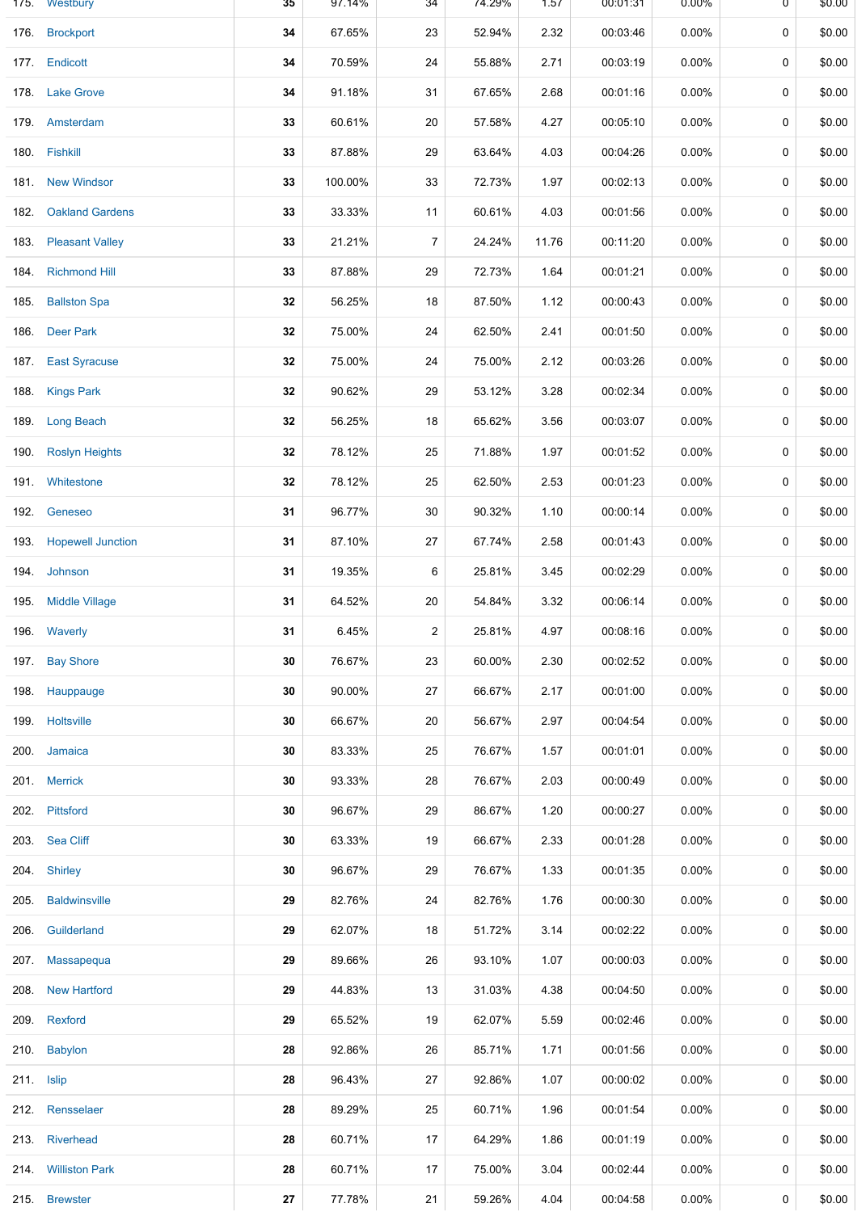| | | | | | | | | | |
|---|---|---|---|---|---|---|---|---|---|
| 175. | Westbury | 35 | 97.14% | 34 | 74.29% | 1.57 | 00:01:31 | 0.00% | 0 | $0.00 |
| 176. | Brockport | 34 | 67.65% | 23 | 52.94% | 2.32 | 00:03:46 | 0.00% | 0 | $0.00 |
| 177. | Endicott | 34 | 70.59% | 24 | 55.88% | 2.71 | 00:03:19 | 0.00% | 0 | $0.00 |
| 178. | Lake Grove | 34 | 91.18% | 31 | 67.65% | 2.68 | 00:01:16 | 0.00% | 0 | $0.00 |
| 179. | Amsterdam | 33 | 60.61% | 20 | 57.58% | 4.27 | 00:05:10 | 0.00% | 0 | $0.00 |
| 180. | Fishkill | 33 | 87.88% | 29 | 63.64% | 4.03 | 00:04:26 | 0.00% | 0 | $0.00 |
| 181. | New Windsor | 33 | 100.00% | 33 | 72.73% | 1.97 | 00:02:13 | 0.00% | 0 | $0.00 |
| 182. | Oakland Gardens | 33 | 33.33% | 11 | 60.61% | 4.03 | 00:01:56 | 0.00% | 0 | $0.00 |
| 183. | Pleasant Valley | 33 | 21.21% | 7 | 24.24% | 11.76 | 00:11:20 | 0.00% | 0 | $0.00 |
| 184. | Richmond Hill | 33 | 87.88% | 29 | 72.73% | 1.64 | 00:01:21 | 0.00% | 0 | $0.00 |
| 185. | Ballston Spa | 32 | 56.25% | 18 | 87.50% | 1.12 | 00:00:43 | 0.00% | 0 | $0.00 |
| 186. | Deer Park | 32 | 75.00% | 24 | 62.50% | 2.41 | 00:01:50 | 0.00% | 0 | $0.00 |
| 187. | East Syracuse | 32 | 75.00% | 24 | 75.00% | 2.12 | 00:03:26 | 0.00% | 0 | $0.00 |
| 188. | Kings Park | 32 | 90.62% | 29 | 53.12% | 3.28 | 00:02:34 | 0.00% | 0 | $0.00 |
| 189. | Long Beach | 32 | 56.25% | 18 | 65.62% | 3.56 | 00:03:07 | 0.00% | 0 | $0.00 |
| 190. | Roslyn Heights | 32 | 78.12% | 25 | 71.88% | 1.97 | 00:01:52 | 0.00% | 0 | $0.00 |
| 191. | Whitestone | 32 | 78.12% | 25 | 62.50% | 2.53 | 00:01:23 | 0.00% | 0 | $0.00 |
| 192. | Geneseo | 31 | 96.77% | 30 | 90.32% | 1.10 | 00:00:14 | 0.00% | 0 | $0.00 |
| 193. | Hopewell Junction | 31 | 87.10% | 27 | 67.74% | 2.58 | 00:01:43 | 0.00% | 0 | $0.00 |
| 194. | Johnson | 31 | 19.35% | 6 | 25.81% | 3.45 | 00:02:29 | 0.00% | 0 | $0.00 |
| 195. | Middle Village | 31 | 64.52% | 20 | 54.84% | 3.32 | 00:06:14 | 0.00% | 0 | $0.00 |
| 196. | Waverly | 31 | 6.45% | 2 | 25.81% | 4.97 | 00:08:16 | 0.00% | 0 | $0.00 |
| 197. | Bay Shore | 30 | 76.67% | 23 | 60.00% | 2.30 | 00:02:52 | 0.00% | 0 | $0.00 |
| 198. | Hauppauge | 30 | 90.00% | 27 | 66.67% | 2.17 | 00:01:00 | 0.00% | 0 | $0.00 |
| 199. | Holtsville | 30 | 66.67% | 20 | 56.67% | 2.97 | 00:04:54 | 0.00% | 0 | $0.00 |
| 200. | Jamaica | 30 | 83.33% | 25 | 76.67% | 1.57 | 00:01:01 | 0.00% | 0 | $0.00 |
| 201. | Merrick | 30 | 93.33% | 28 | 76.67% | 2.03 | 00:00:49 | 0.00% | 0 | $0.00 |
| 202. | Pittsford | 30 | 96.67% | 29 | 86.67% | 1.20 | 00:00:27 | 0.00% | 0 | $0.00 |
| 203. | Sea Cliff | 30 | 63.33% | 19 | 66.67% | 2.33 | 00:01:28 | 0.00% | 0 | $0.00 |
| 204. | Shirley | 30 | 96.67% | 29 | 76.67% | 1.33 | 00:01:35 | 0.00% | 0 | $0.00 |
| 205. | Baldwinsville | 29 | 82.76% | 24 | 82.76% | 1.76 | 00:00:30 | 0.00% | 0 | $0.00 |
| 206. | Guilderland | 29 | 62.07% | 18 | 51.72% | 3.14 | 00:02:22 | 0.00% | 0 | $0.00 |
| 207. | Massapequa | 29 | 89.66% | 26 | 93.10% | 1.07 | 00:00:03 | 0.00% | 0 | $0.00 |
| 208. | New Hartford | 29 | 44.83% | 13 | 31.03% | 4.38 | 00:04:50 | 0.00% | 0 | $0.00 |
| 209. | Rexford | 29 | 65.52% | 19 | 62.07% | 5.59 | 00:02:46 | 0.00% | 0 | $0.00 |
| 210. | Babylon | 28 | 92.86% | 26 | 85.71% | 1.71 | 00:01:56 | 0.00% | 0 | $0.00 |
| 211. | Islip | 28 | 96.43% | 27 | 92.86% | 1.07 | 00:00:02 | 0.00% | 0 | $0.00 |
| 212. | Rensselaer | 28 | 89.29% | 25 | 60.71% | 1.96 | 00:01:54 | 0.00% | 0 | $0.00 |
| 213. | Riverhead | 28 | 60.71% | 17 | 64.29% | 1.86 | 00:01:19 | 0.00% | 0 | $0.00 |
| 214. | Williston Park | 28 | 60.71% | 17 | 75.00% | 3.04 | 00:02:44 | 0.00% | 0 | $0.00 |
| 215. | Brewster | 27 | 77.78% | 21 | 59.26% | 4.04 | 00:04:58 | 0.00% | 0 | $0.00 |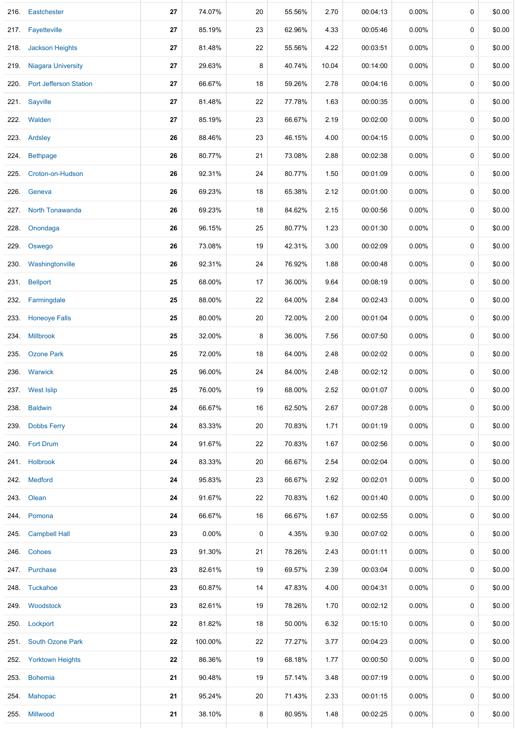| | | | | | | | | | | |
|---|---|---|---|---|---|---|---|---|---|---|
| 216. | Eastchester | **27** | 74.07% | 20 | 55.56% | 2.70 | 00:04:13 | 0.00% | 0 | $0.00 |
| 217. | Fayetteville | **27** | 85.19% | 23 | 62.96% | 4.33 | 00:05:46 | 0.00% | 0 | $0.00 |
| 218. | Jackson Heights | **27** | 81.48% | 22 | 55.56% | 4.22 | 00:03:51 | 0.00% | 0 | $0.00 |
| 219. | Niagara University | **27** | 29.63% | 8 | 40.74% | 10.04 | 00:14:00 | 0.00% | 0 | $0.00 |
| 220. | Port Jefferson Station | **27** | 66.67% | 18 | 59.26% | 2.78 | 00:04:16 | 0.00% | 0 | $0.00 |
| 221. | Sayville | **27** | 81.48% | 22 | 77.78% | 1.63 | 00:00:35 | 0.00% | 0 | $0.00 |
| 222. | Walden | **27** | 85.19% | 23 | 66.67% | 2.19 | 00:02:00 | 0.00% | 0 | $0.00 |
| 223. | Ardsley | **26** | 88.46% | 23 | 46.15% | 4.00 | 00:04:15 | 0.00% | 0 | $0.00 |
| 224. | Bethpage | **26** | 80.77% | 21 | 73.08% | 2.88 | 00:02:38 | 0.00% | 0 | $0.00 |
| 225. | Croton-on-Hudson | **26** | 92.31% | 24 | 80.77% | 1.50 | 00:01:09 | 0.00% | 0 | $0.00 |
| 226. | Geneva | **26** | 69.23% | 18 | 65.38% | 2.12 | 00:01:00 | 0.00% | 0 | $0.00 |
| 227. | North Tonawanda | **26** | 69.23% | 18 | 84.62% | 2.15 | 00:00:56 | 0.00% | 0 | $0.00 |
| 228. | Onondaga | **26** | 96.15% | 25 | 80.77% | 1.23 | 00:01:30 | 0.00% | 0 | $0.00 |
| 229. | Oswego | **26** | 73.08% | 19 | 42.31% | 3.00 | 00:02:09 | 0.00% | 0 | $0.00 |
| 230. | Washingtonville | **26** | 92.31% | 24 | 76.92% | 1.88 | 00:00:48 | 0.00% | 0 | $0.00 |
| 231. | Bellport | **25** | 68.00% | 17 | 36.00% | 9.64 | 00:08:19 | 0.00% | 0 | $0.00 |
| 232. | Farmingdale | **25** | 88.00% | 22 | 64.00% | 2.84 | 00:02:43 | 0.00% | 0 | $0.00 |
| 233. | Honeoye Falls | **25** | 80.00% | 20 | 72.00% | 2.00 | 00:01:04 | 0.00% | 0 | $0.00 |
| 234. | Millbrook | **25** | 32.00% | 8 | 36.00% | 7.56 | 00:07:50 | 0.00% | 0 | $0.00 |
| 235. | Ozone Park | **25** | 72.00% | 18 | 64.00% | 2.48 | 00:02:02 | 0.00% | 0 | $0.00 |
| 236. | Warwick | **25** | 96.00% | 24 | 84.00% | 2.48 | 00:02:12 | 0.00% | 0 | $0.00 |
| 237. | West Islip | **25** | 76.00% | 19 | 68.00% | 2.52 | 00:01:07 | 0.00% | 0 | $0.00 |
| 238. | Baldwin | **24** | 66.67% | 16 | 62.50% | 2.67 | 00:07:28 | 0.00% | 0 | $0.00 |
| 239. | Dobbs Ferry | **24** | 83.33% | 20 | 70.83% | 1.71 | 00:01:19 | 0.00% | 0 | $0.00 |
| 240. | Fort Drum | **24** | 91.67% | 22 | 70.83% | 1.67 | 00:02:56 | 0.00% | 0 | $0.00 |
| 241. | Holbrook | **24** | 83.33% | 20 | 66.67% | 2.54 | 00:02:04 | 0.00% | 0 | $0.00 |
| 242. | Medford | **24** | 95.83% | 23 | 66.67% | 2.92 | 00:02:01 | 0.00% | 0 | $0.00 |
| 243. | Olean | **24** | 91.67% | 22 | 70.83% | 1.62 | 00:01:40 | 0.00% | 0 | $0.00 |
| 244. | Pomona | **24** | 66.67% | 16 | 66.67% | 1.67 | 00:02:55 | 0.00% | 0 | $0.00 |
| 245. | Campbell Hall | **23** | 0.00% | 0 | 4.35% | 9.30 | 00:07:02 | 0.00% | 0 | $0.00 |
| 246. | Cohoes | **23** | 91.30% | 21 | 78.26% | 2.43 | 00:01:11 | 0.00% | 0 | $0.00 |
| 247. | Purchase | **23** | 82.61% | 19 | 69.57% | 2.39 | 00:03:04 | 0.00% | 0 | $0.00 |
| 248. | Tuckahoe | **23** | 60.87% | 14 | 47.83% | 4.00 | 00:04:31 | 0.00% | 0 | $0.00 |
| 249. | Woodstock | **23** | 82.61% | 19 | 78.26% | 1.70 | 00:02:12 | 0.00% | 0 | $0.00 |
| 250. | Lockport | **22** | 81.82% | 18 | 50.00% | 6.32 | 00:15:10 | 0.00% | 0 | $0.00 |
| 251. | South Ozone Park | **22** | 100.00% | 22 | 77.27% | 3.77 | 00:04:23 | 0.00% | 0 | $0.00 |
| 252. | Yorktown Heights | **22** | 86.36% | 19 | 68.18% | 1.77 | 00:00:50 | 0.00% | 0 | $0.00 |
| 253. | Bohemia | **21** | 90.48% | 19 | 57.14% | 3.48 | 00:07:19 | 0.00% | 0 | $0.00 |
| 254. | Mahopac | **21** | 95.24% | 20 | 71.43% | 2.33 | 00:01:15 | 0.00% | 0 | $0.00 |
| 255. | Millwood | **21** | 38.10% | 8 | 80.95% | 1.48 | 00:02:25 | 0.00% | 0 | $0.00 |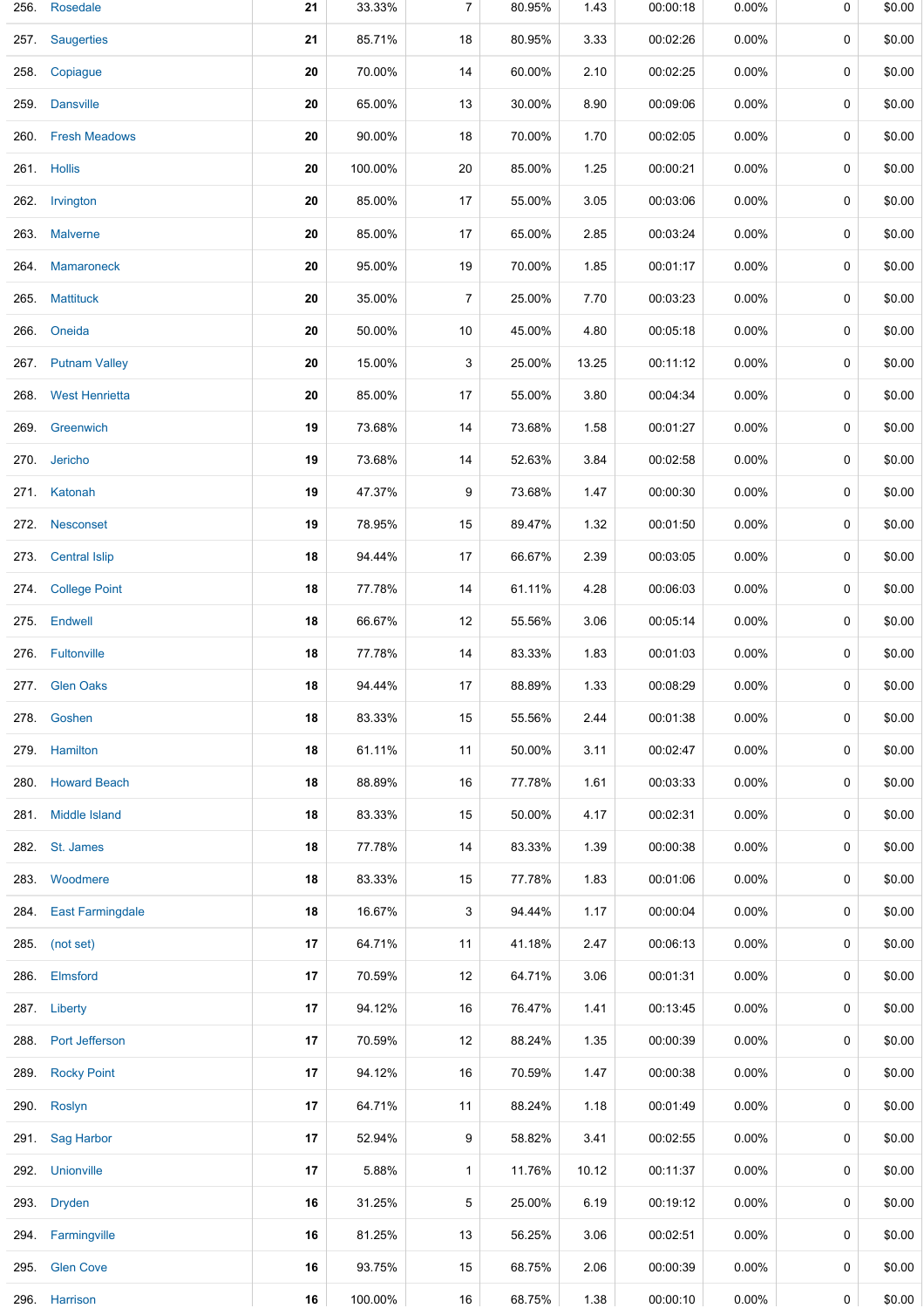| | | | | | | | | | | |
|---|---|---|---|---|---|---|---|---|---|---|
| 256. | Rosedale | 21 | 33.33% | 7 | 80.95% | 1.43 | 00:00:18 | 0.00% | 0 | $0.00 |
| 257. | Saugerties | 21 | 85.71% | 18 | 80.95% | 3.33 | 00:02:26 | 0.00% | 0 | $0.00 |
| 258. | Copiague | 20 | 70.00% | 14 | 60.00% | 2.10 | 00:02:25 | 0.00% | 0 | $0.00 |
| 259. | Dansville | 20 | 65.00% | 13 | 30.00% | 8.90 | 00:09:06 | 0.00% | 0 | $0.00 |
| 260. | Fresh Meadows | 20 | 90.00% | 18 | 70.00% | 1.70 | 00:02:05 | 0.00% | 0 | $0.00 |
| 261. | Hollis | 20 | 100.00% | 20 | 85.00% | 1.25 | 00:00:21 | 0.00% | 0 | $0.00 |
| 262. | Irvington | 20 | 85.00% | 17 | 55.00% | 3.05 | 00:03:06 | 0.00% | 0 | $0.00 |
| 263. | Malverne | 20 | 85.00% | 17 | 65.00% | 2.85 | 00:03:24 | 0.00% | 0 | $0.00 |
| 264. | Mamaroneck | 20 | 95.00% | 19 | 70.00% | 1.85 | 00:01:17 | 0.00% | 0 | $0.00 |
| 265. | Mattituck | 20 | 35.00% | 7 | 25.00% | 7.70 | 00:03:23 | 0.00% | 0 | $0.00 |
| 266. | Oneida | 20 | 50.00% | 10 | 45.00% | 4.80 | 00:05:18 | 0.00% | 0 | $0.00 |
| 267. | Putnam Valley | 20 | 15.00% | 3 | 25.00% | 13.25 | 00:11:12 | 0.00% | 0 | $0.00 |
| 268. | West Henrietta | 20 | 85.00% | 17 | 55.00% | 3.80 | 00:04:34 | 0.00% | 0 | $0.00 |
| 269. | Greenwich | 19 | 73.68% | 14 | 73.68% | 1.58 | 00:01:27 | 0.00% | 0 | $0.00 |
| 270. | Jericho | 19 | 73.68% | 14 | 52.63% | 3.84 | 00:02:58 | 0.00% | 0 | $0.00 |
| 271. | Katonah | 19 | 47.37% | 9 | 73.68% | 1.47 | 00:00:30 | 0.00% | 0 | $0.00 |
| 272. | Nesconset | 19 | 78.95% | 15 | 89.47% | 1.32 | 00:01:50 | 0.00% | 0 | $0.00 |
| 273. | Central Islip | 18 | 94.44% | 17 | 66.67% | 2.39 | 00:03:05 | 0.00% | 0 | $0.00 |
| 274. | College Point | 18 | 77.78% | 14 | 61.11% | 4.28 | 00:06:03 | 0.00% | 0 | $0.00 |
| 275. | Endwell | 18 | 66.67% | 12 | 55.56% | 3.06 | 00:05:14 | 0.00% | 0 | $0.00 |
| 276. | Fultonville | 18 | 77.78% | 14 | 83.33% | 1.83 | 00:01:03 | 0.00% | 0 | $0.00 |
| 277. | Glen Oaks | 18 | 94.44% | 17 | 88.89% | 1.33 | 00:08:29 | 0.00% | 0 | $0.00 |
| 278. | Goshen | 18 | 83.33% | 15 | 55.56% | 2.44 | 00:01:38 | 0.00% | 0 | $0.00 |
| 279. | Hamilton | 18 | 61.11% | 11 | 50.00% | 3.11 | 00:02:47 | 0.00% | 0 | $0.00 |
| 280. | Howard Beach | 18 | 88.89% | 16 | 77.78% | 1.61 | 00:03:33 | 0.00% | 0 | $0.00 |
| 281. | Middle Island | 18 | 83.33% | 15 | 50.00% | 4.17 | 00:02:31 | 0.00% | 0 | $0.00 |
| 282. | St. James | 18 | 77.78% | 14 | 83.33% | 1.39 | 00:00:38 | 0.00% | 0 | $0.00 |
| 283. | Woodmere | 18 | 83.33% | 15 | 77.78% | 1.83 | 00:01:06 | 0.00% | 0 | $0.00 |
| 284. | East Farmingdale | 18 | 16.67% | 3 | 94.44% | 1.17 | 00:00:04 | 0.00% | 0 | $0.00 |
| 285. | (not set) | 17 | 64.71% | 11 | 41.18% | 2.47 | 00:06:13 | 0.00% | 0 | $0.00 |
| 286. | Elmsford | 17 | 70.59% | 12 | 64.71% | 3.06 | 00:01:31 | 0.00% | 0 | $0.00 |
| 287. | Liberty | 17 | 94.12% | 16 | 76.47% | 1.41 | 00:13:45 | 0.00% | 0 | $0.00 |
| 288. | Port Jefferson | 17 | 70.59% | 12 | 88.24% | 1.35 | 00:00:39 | 0.00% | 0 | $0.00 |
| 289. | Rocky Point | 17 | 94.12% | 16 | 70.59% | 1.47 | 00:00:38 | 0.00% | 0 | $0.00 |
| 290. | Roslyn | 17 | 64.71% | 11 | 88.24% | 1.18 | 00:01:49 | 0.00% | 0 | $0.00 |
| 291. | Sag Harbor | 17 | 52.94% | 9 | 58.82% | 3.41 | 00:02:55 | 0.00% | 0 | $0.00 |
| 292. | Unionville | 17 | 5.88% | 1 | 11.76% | 10.12 | 00:11:37 | 0.00% | 0 | $0.00 |
| 293. | Dryden | 16 | 31.25% | 5 | 25.00% | 6.19 | 00:19:12 | 0.00% | 0 | $0.00 |
| 294. | Farmingville | 16 | 81.25% | 13 | 56.25% | 3.06 | 00:02:51 | 0.00% | 0 | $0.00 |
| 295. | Glen Cove | 16 | 93.75% | 15 | 68.75% | 2.06 | 00:00:39 | 0.00% | 0 | $0.00 |
| 296. | Harrison | 16 | 100.00% | 16 | 68.75% | 1.38 | 00:00:10 | 0.00% | 0 | $0.00 |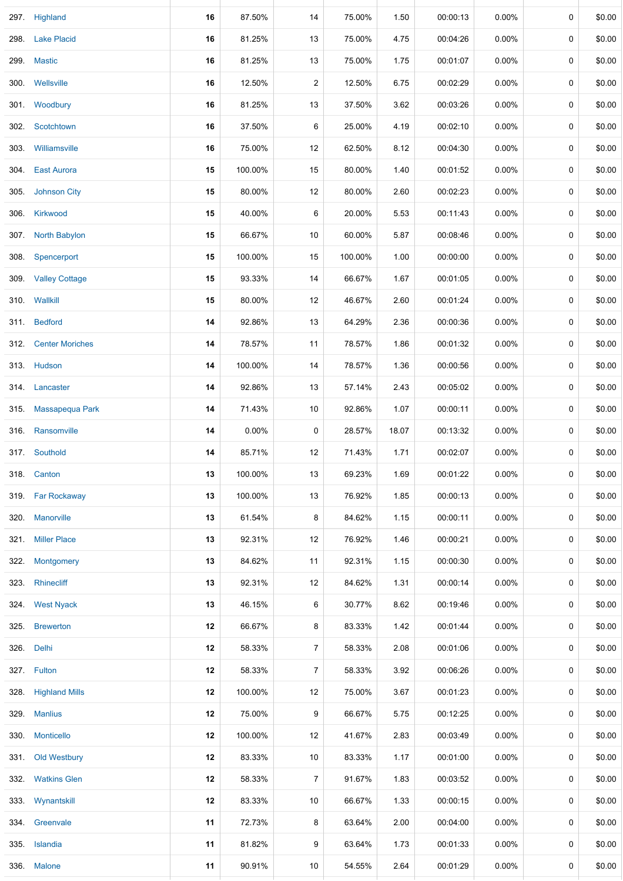| | | | | | | | | | | |
|---|---|---|---|---|---|---|---|---|---|---|
| 297. | Highland | **16** | 87.50% | 14 | 75.00% | 1.50 | 00:00:13 | 0.00% | 0 | $0.00 |
| 298. | Lake Placid | **16** | 81.25% | 13 | 75.00% | 4.75 | 00:04:26 | 0.00% | 0 | $0.00 |
| 299. | Mastic | **16** | 81.25% | 13 | 75.00% | 1.75 | 00:01:07 | 0.00% | 0 | $0.00 |
| 300. | Wellsville | **16** | 12.50% | 2 | 12.50% | 6.75 | 00:02:29 | 0.00% | 0 | $0.00 |
| 301. | Woodbury | **16** | 81.25% | 13 | 37.50% | 3.62 | 00:03:26 | 0.00% | 0 | $0.00 |
| 302. | Scotchtown | **16** | 37.50% | 6 | 25.00% | 4.19 | 00:02:10 | 0.00% | 0 | $0.00 |
| 303. | Williamsville | **16** | 75.00% | 12 | 62.50% | 8.12 | 00:04:30 | 0.00% | 0 | $0.00 |
| 304. | East Aurora | **15** | 100.00% | 15 | 80.00% | 1.40 | 00:01:52 | 0.00% | 0 | $0.00 |
| 305. | Johnson City | **15** | 80.00% | 12 | 80.00% | 2.60 | 00:02:23 | 0.00% | 0 | $0.00 |
| 306. | Kirkwood | **15** | 40.00% | 6 | 20.00% | 5.53 | 00:11:43 | 0.00% | 0 | $0.00 |
| 307. | North Babylon | **15** | 66.67% | 10 | 60.00% | 5.87 | 00:08:46 | 0.00% | 0 | $0.00 |
| 308. | Spencerport | **15** | 100.00% | 15 | 100.00% | 1.00 | 00:00:00 | 0.00% | 0 | $0.00 |
| 309. | Valley Cottage | **15** | 93.33% | 14 | 66.67% | 1.67 | 00:01:05 | 0.00% | 0 | $0.00 |
| 310. | Wallkill | **15** | 80.00% | 12 | 46.67% | 2.60 | 00:01:24 | 0.00% | 0 | $0.00 |
| 311. | Bedford | **14** | 92.86% | 13 | 64.29% | 2.36 | 00:00:36 | 0.00% | 0 | $0.00 |
| 312. | Center Moriches | **14** | 78.57% | 11 | 78.57% | 1.86 | 00:01:32 | 0.00% | 0 | $0.00 |
| 313. | Hudson | **14** | 100.00% | 14 | 78.57% | 1.36 | 00:00:56 | 0.00% | 0 | $0.00 |
| 314. | Lancaster | **14** | 92.86% | 13 | 57.14% | 2.43 | 00:05:02 | 0.00% | 0 | $0.00 |
| 315. | Massapequa Park | **14** | 71.43% | 10 | 92.86% | 1.07 | 00:00:11 | 0.00% | 0 | $0.00 |
| 316. | Ransomville | **14** | 0.00% | 0 | 28.57% | 18.07 | 00:13:32 | 0.00% | 0 | $0.00 |
| 317. | Southold | **14** | 85.71% | 12 | 71.43% | 1.71 | 00:02:07 | 0.00% | 0 | $0.00 |
| 318. | Canton | **13** | 100.00% | 13 | 69.23% | 1.69 | 00:01:22 | 0.00% | 0 | $0.00 |
| 319. | Far Rockaway | **13** | 100.00% | 13 | 76.92% | 1.85 | 00:00:13 | 0.00% | 0 | $0.00 |
| 320. | Manorville | **13** | 61.54% | 8 | 84.62% | 1.15 | 00:00:11 | 0.00% | 0 | $0.00 |
| 321. | Miller Place | **13** | 92.31% | 12 | 76.92% | 1.46 | 00:00:21 | 0.00% | 0 | $0.00 |
| 322. | Montgomery | **13** | 84.62% | 11 | 92.31% | 1.15 | 00:00:30 | 0.00% | 0 | $0.00 |
| 323. | Rhinecliff | **13** | 92.31% | 12 | 84.62% | 1.31 | 00:00:14 | 0.00% | 0 | $0.00 |
| 324. | West Nyack | **13** | 46.15% | 6 | 30.77% | 8.62 | 00:19:46 | 0.00% | 0 | $0.00 |
| 325. | Brewerton | **12** | 66.67% | 8 | 83.33% | 1.42 | 00:01:44 | 0.00% | 0 | $0.00 |
| 326. | Delhi | **12** | 58.33% | 7 | 58.33% | 2.08 | 00:01:06 | 0.00% | 0 | $0.00 |
| 327. | Fulton | **12** | 58.33% | 7 | 58.33% | 3.92 | 00:06:26 | 0.00% | 0 | $0.00 |
| 328. | Highland Mills | **12** | 100.00% | 12 | 75.00% | 3.67 | 00:01:23 | 0.00% | 0 | $0.00 |
| 329. | Manlius | **12** | 75.00% | 9 | 66.67% | 5.75 | 00:12:25 | 0.00% | 0 | $0.00 |
| 330. | Monticello | **12** | 100.00% | 12 | 41.67% | 2.83 | 00:03:49 | 0.00% | 0 | $0.00 |
| 331. | Old Westbury | **12** | 83.33% | 10 | 83.33% | 1.17 | 00:01:00 | 0.00% | 0 | $0.00 |
| 332. | Watkins Glen | **12** | 58.33% | 7 | 91.67% | 1.83 | 00:03:52 | 0.00% | 0 | $0.00 |
| 333. | Wynantskill | **12** | 83.33% | 10 | 66.67% | 1.33 | 00:00:15 | 0.00% | 0 | $0.00 |
| 334. | Greenvale | **11** | 72.73% | 8 | 63.64% | 2.00 | 00:04:00 | 0.00% | 0 | $0.00 |
| 335. | Islandia | **11** | 81.82% | 9 | 63.64% | 1.73 | 00:01:33 | 0.00% | 0 | $0.00 |
| 336. | Malone | **11** | 90.91% | 10 | 54.55% | 2.64 | 00:01:29 | 0.00% | 0 | $0.00 |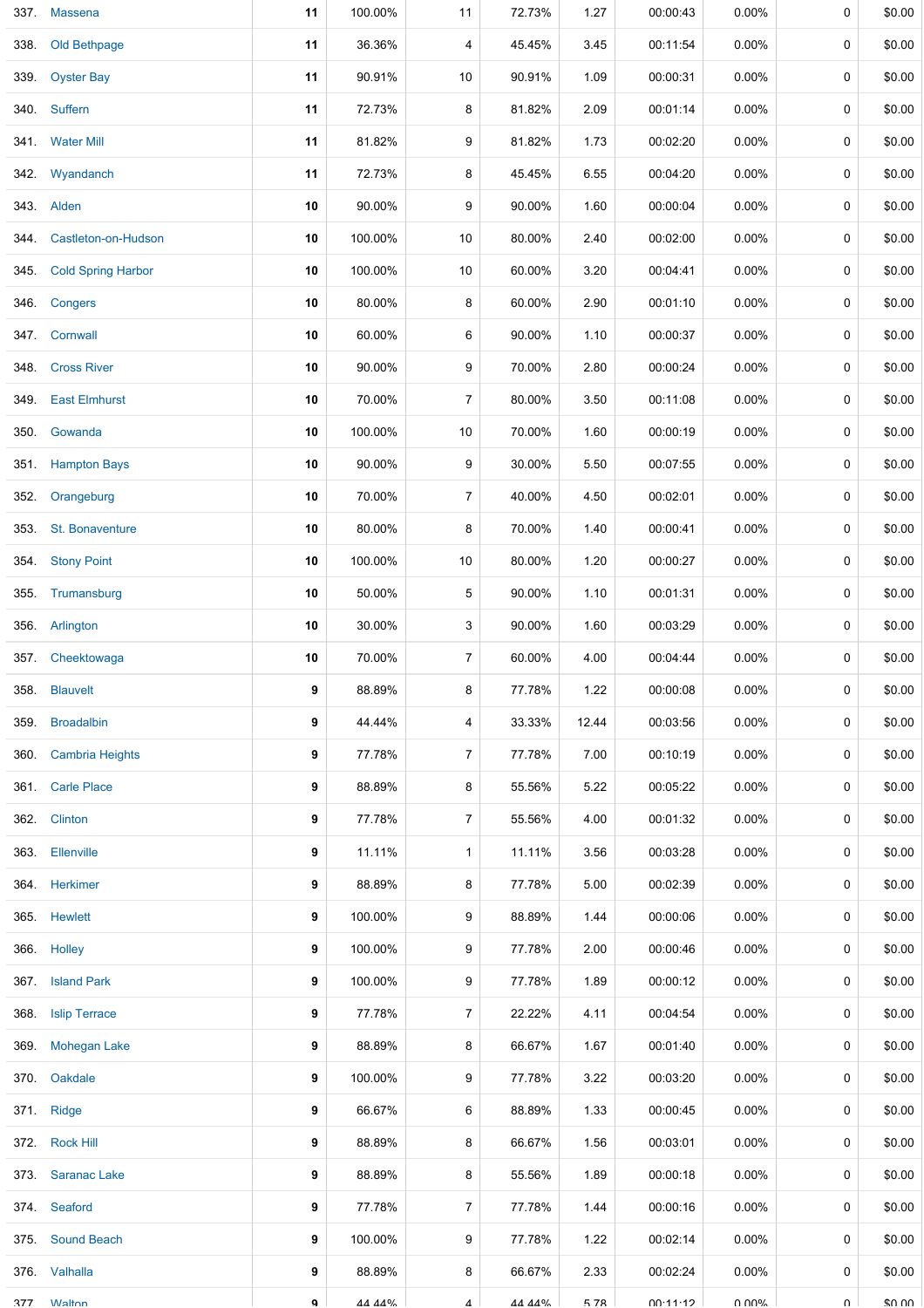| | | | | | | | | | |
|---|---|---|---|---|---|---|---|---|---|
| 337. | Massena | **11** | 100.00% | 11 | 72.73% | 1.27 | 00:00:43 | 0.00% | 0 | $0.00 |
| 338. | Old Bethpage | **11** | 36.36% | 4 | 45.45% | 3.45 | 00:11:54 | 0.00% | 0 | $0.00 |
| 339. | Oyster Bay | **11** | 90.91% | 10 | 90.91% | 1.09 | 00:00:31 | 0.00% | 0 | $0.00 |
| 340. | Suffern | **11** | 72.73% | 8 | 81.82% | 2.09 | 00:01:14 | 0.00% | 0 | $0.00 |
| 341. | Water Mill | **11** | 81.82% | 9 | 81.82% | 1.73 | 00:02:20 | 0.00% | 0 | $0.00 |
| 342. | Wyandanch | **11** | 72.73% | 8 | 45.45% | 6.55 | 00:04:20 | 0.00% | 0 | $0.00 |
| 343. | Alden | **10** | 90.00% | 9 | 90.00% | 1.60 | 00:00:04 | 0.00% | 0 | $0.00 |
| 344. | Castleton-on-Hudson | **10** | 100.00% | 10 | 80.00% | 2.40 | 00:02:00 | 0.00% | 0 | $0.00 |
| 345. | Cold Spring Harbor | **10** | 100.00% | 10 | 60.00% | 3.20 | 00:04:41 | 0.00% | 0 | $0.00 |
| 346. | Congers | **10** | 80.00% | 8 | 60.00% | 2.90 | 00:01:10 | 0.00% | 0 | $0.00 |
| 347. | Cornwall | **10** | 60.00% | 6 | 90.00% | 1.10 | 00:00:37 | 0.00% | 0 | $0.00 |
| 348. | Cross River | **10** | 90.00% | 9 | 70.00% | 2.80 | 00:00:24 | 0.00% | 0 | $0.00 |
| 349. | East Elmhurst | **10** | 70.00% | 7 | 80.00% | 3.50 | 00:11:08 | 0.00% | 0 | $0.00 |
| 350. | Gowanda | **10** | 100.00% | 10 | 70.00% | 1.60 | 00:00:19 | 0.00% | 0 | $0.00 |
| 351. | Hampton Bays | **10** | 90.00% | 9 | 30.00% | 5.50 | 00:07:55 | 0.00% | 0 | $0.00 |
| 352. | Orangeburg | **10** | 70.00% | 7 | 40.00% | 4.50 | 00:02:01 | 0.00% | 0 | $0.00 |
| 353. | St. Bonaventure | **10** | 80.00% | 8 | 70.00% | 1.40 | 00:00:41 | 0.00% | 0 | $0.00 |
| 354. | Stony Point | **10** | 100.00% | 10 | 80.00% | 1.20 | 00:00:27 | 0.00% | 0 | $0.00 |
| 355. | Trumansburg | **10** | 50.00% | 5 | 90.00% | 1.10 | 00:01:31 | 0.00% | 0 | $0.00 |
| 356. | Arlington | **10** | 30.00% | 3 | 90.00% | 1.60 | 00:03:29 | 0.00% | 0 | $0.00 |
| 357. | Cheektowaga | **10** | 70.00% | 7 | 60.00% | 4.00 | 00:04:44 | 0.00% | 0 | $0.00 |
| 358. | Blauvelt | **9** | 88.89% | 8 | 77.78% | 1.22 | 00:00:08 | 0.00% | 0 | $0.00 |
| 359. | Broadalbin | **9** | 44.44% | 4 | 33.33% | 12.44 | 00:03:56 | 0.00% | 0 | $0.00 |
| 360. | Cambria Heights | **9** | 77.78% | 7 | 77.78% | 7.00 | 00:10:19 | 0.00% | 0 | $0.00 |
| 361. | Carle Place | **9** | 88.89% | 8 | 55.56% | 5.22 | 00:05:22 | 0.00% | 0 | $0.00 |
| 362. | Clinton | **9** | 77.78% | 7 | 55.56% | 4.00 | 00:01:32 | 0.00% | 0 | $0.00 |
| 363. | Ellenville | **9** | 11.11% | 1 | 11.11% | 3.56 | 00:03:28 | 0.00% | 0 | $0.00 |
| 364. | Herkimer | **9** | 88.89% | 8 | 77.78% | 5.00 | 00:02:39 | 0.00% | 0 | $0.00 |
| 365. | Hewlett | **9** | 100.00% | 9 | 88.89% | 1.44 | 00:00:06 | 0.00% | 0 | $0.00 |
| 366. | Holley | **9** | 100.00% | 9 | 77.78% | 2.00 | 00:00:46 | 0.00% | 0 | $0.00 |
| 367. | Island Park | **9** | 100.00% | 9 | 77.78% | 1.89 | 00:00:12 | 0.00% | 0 | $0.00 |
| 368. | Islip Terrace | **9** | 77.78% | 7 | 22.22% | 4.11 | 00:04:54 | 0.00% | 0 | $0.00 |
| 369. | Mohegan Lake | **9** | 88.89% | 8 | 66.67% | 1.67 | 00:01:40 | 0.00% | 0 | $0.00 |
| 370. | Oakdale | **9** | 100.00% | 9 | 77.78% | 3.22 | 00:03:20 | 0.00% | 0 | $0.00 |
| 371. | Ridge | **9** | 66.67% | 6 | 88.89% | 1.33 | 00:00:45 | 0.00% | 0 | $0.00 |
| 372. | Rock Hill | **9** | 88.89% | 8 | 66.67% | 1.56 | 00:03:01 | 0.00% | 0 | $0.00 |
| 373. | Saranac Lake | **9** | 88.89% | 8 | 55.56% | 1.89 | 00:00:18 | 0.00% | 0 | $0.00 |
| 374. | Seaford | **9** | 77.78% | 7 | 77.78% | 1.44 | 00:00:16 | 0.00% | 0 | $0.00 |
| 375. | Sound Beach | **9** | 100.00% | 9 | 77.78% | 1.22 | 00:02:14 | 0.00% | 0 | $0.00 |
| 376. | Valhalla | **9** | 88.89% | 8 | 66.67% | 2.33 | 00:02:24 | 0.00% | 0 | $0.00 |
| 377. | Walton | **9** | 44.44% | 4 | 44.44% | 5.78 | 00:11:12 | 0.00% | 0 | $0.00 |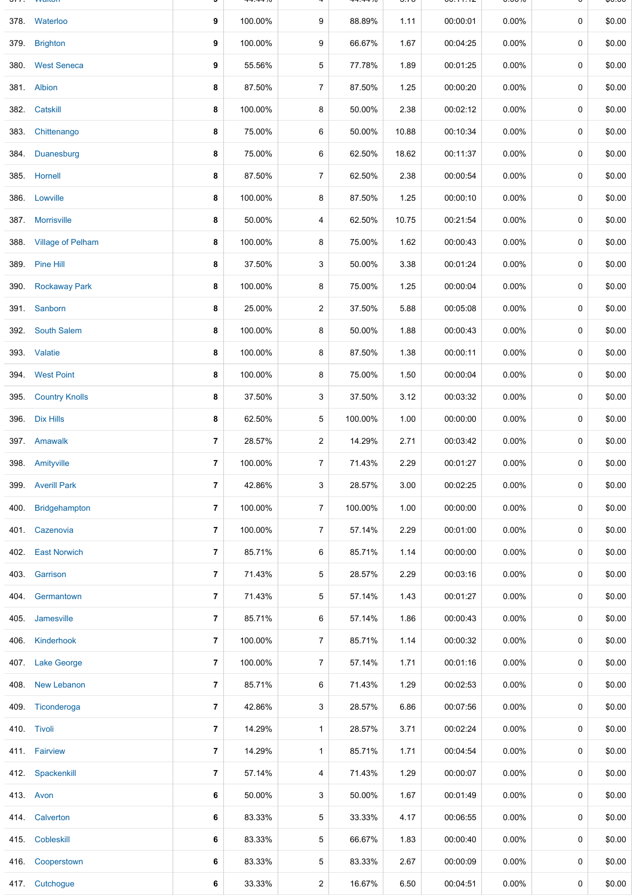| | | | | | | | | | | |
|---|---|---|---|---|---|---|---|---|---|---|
| 378. | Waterloo | 9 | 100.00% | 9 | 88.89% | 1.11 | 00:00:01 | 0.00% | 0 | $0.00 |
| 379. | Brighton | 9 | 100.00% | 9 | 66.67% | 1.67 | 00:04:25 | 0.00% | 0 | $0.00 |
| 380. | West Seneca | 9 | 55.56% | 5 | 77.78% | 1.89 | 00:01:25 | 0.00% | 0 | $0.00 |
| 381. | Albion | 8 | 87.50% | 7 | 87.50% | 1.25 | 00:00:20 | 0.00% | 0 | $0.00 |
| 382. | Catskill | 8 | 100.00% | 8 | 50.00% | 2.38 | 00:02:12 | 0.00% | 0 | $0.00 |
| 383. | Chittenango | 8 | 75.00% | 6 | 50.00% | 10.88 | 00:10:34 | 0.00% | 0 | $0.00 |
| 384. | Duanesburg | 8 | 75.00% | 6 | 62.50% | 18.62 | 00:11:37 | 0.00% | 0 | $0.00 |
| 385. | Hornell | 8 | 87.50% | 7 | 62.50% | 2.38 | 00:00:54 | 0.00% | 0 | $0.00 |
| 386. | Lowville | 8 | 100.00% | 8 | 87.50% | 1.25 | 00:00:10 | 0.00% | 0 | $0.00 |
| 387. | Morrisville | 8 | 50.00% | 4 | 62.50% | 10.75 | 00:21:54 | 0.00% | 0 | $0.00 |
| 388. | Village of Pelham | 8 | 100.00% | 8 | 75.00% | 1.62 | 00:00:43 | 0.00% | 0 | $0.00 |
| 389. | Pine Hill | 8 | 37.50% | 3 | 50.00% | 3.38 | 00:01:24 | 0.00% | 0 | $0.00 |
| 390. | Rockaway Park | 8 | 100.00% | 8 | 75.00% | 1.25 | 00:00:04 | 0.00% | 0 | $0.00 |
| 391. | Sanborn | 8 | 25.00% | 2 | 37.50% | 5.88 | 00:05:08 | 0.00% | 0 | $0.00 |
| 392. | South Salem | 8 | 100.00% | 8 | 50.00% | 1.88 | 00:00:43 | 0.00% | 0 | $0.00 |
| 393. | Valatie | 8 | 100.00% | 8 | 87.50% | 1.38 | 00:00:11 | 0.00% | 0 | $0.00 |
| 394. | West Point | 8 | 100.00% | 8 | 75.00% | 1.50 | 00:00:04 | 0.00% | 0 | $0.00 |
| 395. | Country Knolls | 8 | 37.50% | 3 | 37.50% | 3.12 | 00:03:32 | 0.00% | 0 | $0.00 |
| 396. | Dix Hills | 8 | 62.50% | 5 | 100.00% | 1.00 | 00:00:00 | 0.00% | 0 | $0.00 |
| 397. | Amawalk | 7 | 28.57% | 2 | 14.29% | 2.71 | 00:03:42 | 0.00% | 0 | $0.00 |
| 398. | Amityville | 7 | 100.00% | 7 | 71.43% | 2.29 | 00:01:27 | 0.00% | 0 | $0.00 |
| 399. | Averill Park | 7 | 42.86% | 3 | 28.57% | 3.00 | 00:02:25 | 0.00% | 0 | $0.00 |
| 400. | Bridgehampton | 7 | 100.00% | 7 | 100.00% | 1.00 | 00:00:00 | 0.00% | 0 | $0.00 |
| 401. | Cazenovia | 7 | 100.00% | 7 | 57.14% | 2.29 | 00:01:00 | 0.00% | 0 | $0.00 |
| 402. | East Norwich | 7 | 85.71% | 6 | 85.71% | 1.14 | 00:00:00 | 0.00% | 0 | $0.00 |
| 403. | Garrison | 7 | 71.43% | 5 | 28.57% | 2.29 | 00:03:16 | 0.00% | 0 | $0.00 |
| 404. | Germantown | 7 | 71.43% | 5 | 57.14% | 1.43 | 00:01:27 | 0.00% | 0 | $0.00 |
| 405. | Jamesville | 7 | 85.71% | 6 | 57.14% | 1.86 | 00:00:43 | 0.00% | 0 | $0.00 |
| 406. | Kinderhook | 7 | 100.00% | 7 | 85.71% | 1.14 | 00:00:32 | 0.00% | 0 | $0.00 |
| 407. | Lake George | 7 | 100.00% | 7 | 57.14% | 1.71 | 00:01:16 | 0.00% | 0 | $0.00 |
| 408. | New Lebanon | 7 | 85.71% | 6 | 71.43% | 1.29 | 00:02:53 | 0.00% | 0 | $0.00 |
| 409. | Ticonderoga | 7 | 42.86% | 3 | 28.57% | 6.86 | 00:07:56 | 0.00% | 0 | $0.00 |
| 410. | Tivoli | 7 | 14.29% | 1 | 28.57% | 3.71 | 00:02:24 | 0.00% | 0 | $0.00 |
| 411. | Fairview | 7 | 14.29% | 1 | 85.71% | 1.71 | 00:04:54 | 0.00% | 0 | $0.00 |
| 412. | Spackenkill | 7 | 57.14% | 4 | 71.43% | 1.29 | 00:00:07 | 0.00% | 0 | $0.00 |
| 413. | Avon | 6 | 50.00% | 3 | 50.00% | 1.67 | 00:01:49 | 0.00% | 0 | $0.00 |
| 414. | Calverton | 6 | 83.33% | 5 | 33.33% | 4.17 | 00:06:55 | 0.00% | 0 | $0.00 |
| 415. | Cobleskill | 6 | 83.33% | 5 | 66.67% | 1.83 | 00:00:40 | 0.00% | 0 | $0.00 |
| 416. | Cooperstown | 6 | 83.33% | 5 | 83.33% | 2.67 | 00:00:09 | 0.00% | 0 | $0.00 |
| 417. | Cutchogue | 6 | 33.33% | 2 | 16.67% | 6.50 | 00:04:51 | 0.00% | 0 | $0.00 |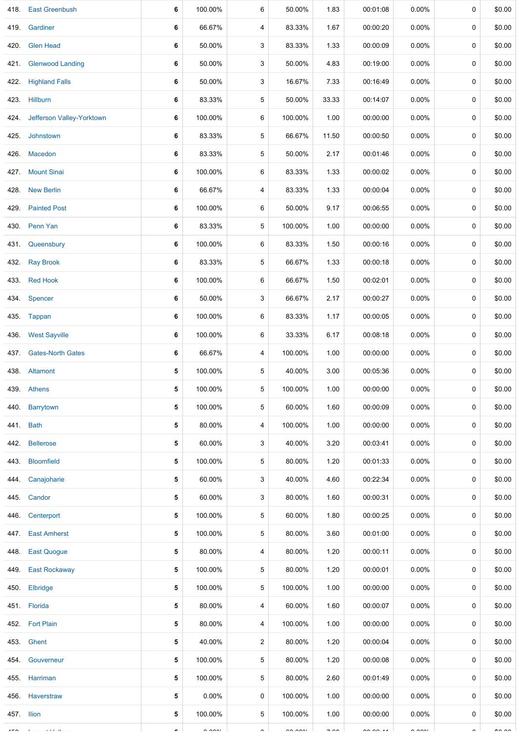| | | | | | | | | | | |
|---|---|---|---|---|---|---|---|---|---|---|
| 418. | East Greenbush | 6 | 100.00% | 6 | 50.00% | 1.83 | 00:01:08 | 0.00% | 0 | $0.00 |
| 419. | Gardiner | 6 | 66.67% | 4 | 83.33% | 1.67 | 00:00:20 | 0.00% | 0 | $0.00 |
| 420. | Glen Head | 6 | 50.00% | 3 | 83.33% | 1.33 | 00:00:09 | 0.00% | 0 | $0.00 |
| 421. | Glenwood Landing | 6 | 50.00% | 3 | 50.00% | 4.83 | 00:19:00 | 0.00% | 0 | $0.00 |
| 422. | Highland Falls | 6 | 50.00% | 3 | 16.67% | 7.33 | 00:16:49 | 0.00% | 0 | $0.00 |
| 423. | Hillburn | 6 | 83.33% | 5 | 50.00% | 33.33 | 00:14:07 | 0.00% | 0 | $0.00 |
| 424. | Jefferson Valley-Yorktown | 6 | 100.00% | 6 | 100.00% | 1.00 | 00:00:00 | 0.00% | 0 | $0.00 |
| 425. | Johnstown | 6 | 83.33% | 5 | 66.67% | 11.50 | 00:00:50 | 0.00% | 0 | $0.00 |
| 426. | Macedon | 6 | 83.33% | 5 | 50.00% | 2.17 | 00:01:46 | 0.00% | 0 | $0.00 |
| 427. | Mount Sinai | 6 | 100.00% | 6 | 83.33% | 1.33 | 00:00:02 | 0.00% | 0 | $0.00 |
| 428. | New Berlin | 6 | 66.67% | 4 | 83.33% | 1.33 | 00:00:04 | 0.00% | 0 | $0.00 |
| 429. | Painted Post | 6 | 100.00% | 6 | 50.00% | 9.17 | 00:06:55 | 0.00% | 0 | $0.00 |
| 430. | Penn Yan | 6 | 83.33% | 5 | 100.00% | 1.00 | 00:00:00 | 0.00% | 0 | $0.00 |
| 431. | Queensbury | 6 | 100.00% | 6 | 83.33% | 1.50 | 00:00:16 | 0.00% | 0 | $0.00 |
| 432. | Ray Brook | 6 | 83.33% | 5 | 66.67% | 1.33 | 00:00:18 | 0.00% | 0 | $0.00 |
| 433. | Red Hook | 6 | 100.00% | 6 | 66.67% | 1.50 | 00:02:01 | 0.00% | 0 | $0.00 |
| 434. | Spencer | 6 | 50.00% | 3 | 66.67% | 2.17 | 00:00:27 | 0.00% | 0 | $0.00 |
| 435. | Tappan | 6 | 100.00% | 6 | 83.33% | 1.17 | 00:00:05 | 0.00% | 0 | $0.00 |
| 436. | West Sayville | 6 | 100.00% | 6 | 33.33% | 6.17 | 00:08:18 | 0.00% | 0 | $0.00 |
| 437. | Gates-North Gates | 6 | 66.67% | 4 | 100.00% | 1.00 | 00:00:00 | 0.00% | 0 | $0.00 |
| 438. | Altamont | 5 | 100.00% | 5 | 40.00% | 3.00 | 00:05:36 | 0.00% | 0 | $0.00 |
| 439. | Athens | 5 | 100.00% | 5 | 100.00% | 1.00 | 00:00:00 | 0.00% | 0 | $0.00 |
| 440. | Barrytown | 5 | 100.00% | 5 | 60.00% | 1.60 | 00:00:09 | 0.00% | 0 | $0.00 |
| 441. | Bath | 5 | 80.00% | 4 | 100.00% | 1.00 | 00:00:00 | 0.00% | 0 | $0.00 |
| 442. | Bellerose | 5 | 60.00% | 3 | 40.00% | 3.20 | 00:03:41 | 0.00% | 0 | $0.00 |
| 443. | Bloomfield | 5 | 100.00% | 5 | 80.00% | 1.20 | 00:01:33 | 0.00% | 0 | $0.00 |
| 444. | Canajoharie | 5 | 60.00% | 3 | 40.00% | 4.60 | 00:22:34 | 0.00% | 0 | $0.00 |
| 445. | Candor | 5 | 60.00% | 3 | 80.00% | 1.60 | 00:00:31 | 0.00% | 0 | $0.00 |
| 446. | Centerport | 5 | 100.00% | 5 | 60.00% | 1.80 | 00:00:25 | 0.00% | 0 | $0.00 |
| 447. | East Amherst | 5 | 100.00% | 5 | 80.00% | 3.60 | 00:01:00 | 0.00% | 0 | $0.00 |
| 448. | East Quogue | 5 | 80.00% | 4 | 80.00% | 1.20 | 00:00:11 | 0.00% | 0 | $0.00 |
| 449. | East Rockaway | 5 | 100.00% | 5 | 80.00% | 1.20 | 00:00:01 | 0.00% | 0 | $0.00 |
| 450. | Elbridge | 5 | 100.00% | 5 | 100.00% | 1.00 | 00:00:00 | 0.00% | 0 | $0.00 |
| 451. | Florida | 5 | 80.00% | 4 | 60.00% | 1.60 | 00:00:07 | 0.00% | 0 | $0.00 |
| 452. | Fort Plain | 5 | 80.00% | 4 | 100.00% | 1.00 | 00:00:00 | 0.00% | 0 | $0.00 |
| 453. | Ghent | 5 | 40.00% | 2 | 80.00% | 1.20 | 00:00:04 | 0.00% | 0 | $0.00 |
| 454. | Gouverneur | 5 | 100.00% | 5 | 80.00% | 1.20 | 00:00:08 | 0.00% | 0 | $0.00 |
| 455. | Harriman | 5 | 100.00% | 5 | 80.00% | 2.60 | 00:01:49 | 0.00% | 0 | $0.00 |
| 456. | Haverstraw | 5 | 0.00% | 0 | 100.00% | 1.00 | 00:00:00 | 0.00% | 0 | $0.00 |
| 457. | Ilion | 5 | 100.00% | 5 | 100.00% | 1.00 | 00:00:00 | 0.00% | 0 | $0.00 |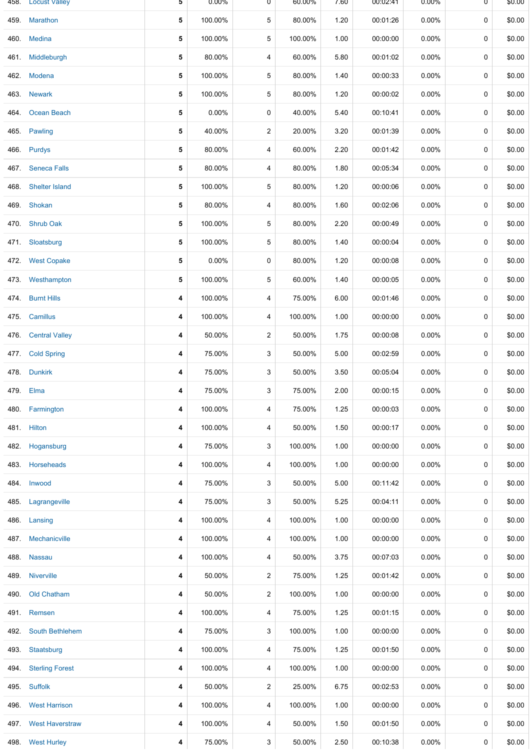| | | | | | | | | | | |
|---|---|---|---|---|---|---|---|---|---|---|
| 458. | Locust Valley | 5 | 0.00% | 0 | 60.00% | 7.60 | 00:02:41 | 0.00% | 0 | $0.00 |
| 459. | Marathon | 5 | 100.00% | 5 | 80.00% | 1.20 | 00:01:26 | 0.00% | 0 | $0.00 |
| 460. | Medina | 5 | 100.00% | 5 | 100.00% | 1.00 | 00:00:00 | 0.00% | 0 | $0.00 |
| 461. | Middleburgh | 5 | 80.00% | 4 | 60.00% | 5.80 | 00:01:02 | 0.00% | 0 | $0.00 |
| 462. | Modena | 5 | 100.00% | 5 | 80.00% | 1.40 | 00:00:33 | 0.00% | 0 | $0.00 |
| 463. | Newark | 5 | 100.00% | 5 | 80.00% | 1.20 | 00:00:02 | 0.00% | 0 | $0.00 |
| 464. | Ocean Beach | 5 | 0.00% | 0 | 40.00% | 5.40 | 00:10:41 | 0.00% | 0 | $0.00 |
| 465. | Pawling | 5 | 40.00% | 2 | 20.00% | 3.20 | 00:01:39 | 0.00% | 0 | $0.00 |
| 466. | Purdys | 5 | 80.00% | 4 | 60.00% | 2.20 | 00:01:42 | 0.00% | 0 | $0.00 |
| 467. | Seneca Falls | 5 | 80.00% | 4 | 80.00% | 1.80 | 00:05:34 | 0.00% | 0 | $0.00 |
| 468. | Shelter Island | 5 | 100.00% | 5 | 80.00% | 1.20 | 00:00:06 | 0.00% | 0 | $0.00 |
| 469. | Shokan | 5 | 80.00% | 4 | 80.00% | 1.60 | 00:02:06 | 0.00% | 0 | $0.00 |
| 470. | Shrub Oak | 5 | 100.00% | 5 | 80.00% | 2.20 | 00:00:49 | 0.00% | 0 | $0.00 |
| 471. | Sloatsburg | 5 | 100.00% | 5 | 80.00% | 1.40 | 00:00:04 | 0.00% | 0 | $0.00 |
| 472. | West Copake | 5 | 0.00% | 0 | 80.00% | 1.20 | 00:00:08 | 0.00% | 0 | $0.00 |
| 473. | Westhampton | 5 | 100.00% | 5 | 60.00% | 1.40 | 00:00:05 | 0.00% | 0 | $0.00 |
| 474. | Burnt Hills | 4 | 100.00% | 4 | 75.00% | 6.00 | 00:01:46 | 0.00% | 0 | $0.00 |
| 475. | Camillus | 4 | 100.00% | 4 | 100.00% | 1.00 | 00:00:00 | 0.00% | 0 | $0.00 |
| 476. | Central Valley | 4 | 50.00% | 2 | 50.00% | 1.75 | 00:00:08 | 0.00% | 0 | $0.00 |
| 477. | Cold Spring | 4 | 75.00% | 3 | 50.00% | 5.00 | 00:02:59 | 0.00% | 0 | $0.00 |
| 478. | Dunkirk | 4 | 75.00% | 3 | 50.00% | 3.50 | 00:05:04 | 0.00% | 0 | $0.00 |
| 479. | Elma | 4 | 75.00% | 3 | 75.00% | 2.00 | 00:00:15 | 0.00% | 0 | $0.00 |
| 480. | Farmington | 4 | 100.00% | 4 | 75.00% | 1.25 | 00:00:03 | 0.00% | 0 | $0.00 |
| 481. | Hilton | 4 | 100.00% | 4 | 50.00% | 1.50 | 00:00:17 | 0.00% | 0 | $0.00 |
| 482. | Hogansburg | 4 | 75.00% | 3 | 100.00% | 1.00 | 00:00:00 | 0.00% | 0 | $0.00 |
| 483. | Horseheads | 4 | 100.00% | 4 | 100.00% | 1.00 | 00:00:00 | 0.00% | 0 | $0.00 |
| 484. | Inwood | 4 | 75.00% | 3 | 50.00% | 5.00 | 00:11:42 | 0.00% | 0 | $0.00 |
| 485. | Lagrangeville | 4 | 75.00% | 3 | 50.00% | 5.25 | 00:04:11 | 0.00% | 0 | $0.00 |
| 486. | Lansing | 4 | 100.00% | 4 | 100.00% | 1.00 | 00:00:00 | 0.00% | 0 | $0.00 |
| 487. | Mechanicville | 4 | 100.00% | 4 | 100.00% | 1.00 | 00:00:00 | 0.00% | 0 | $0.00 |
| 488. | Nassau | 4 | 100.00% | 4 | 50.00% | 3.75 | 00:07:03 | 0.00% | 0 | $0.00 |
| 489. | Niverville | 4 | 50.00% | 2 | 75.00% | 1.25 | 00:01:42 | 0.00% | 0 | $0.00 |
| 490. | Old Chatham | 4 | 50.00% | 2 | 100.00% | 1.00 | 00:00:00 | 0.00% | 0 | $0.00 |
| 491. | Remsen | 4 | 100.00% | 4 | 75.00% | 1.25 | 00:01:15 | 0.00% | 0 | $0.00 |
| 492. | South Bethlehem | 4 | 75.00% | 3 | 100.00% | 1.00 | 00:00:00 | 0.00% | 0 | $0.00 |
| 493. | Staatsburg | 4 | 100.00% | 4 | 75.00% | 1.25 | 00:01:50 | 0.00% | 0 | $0.00 |
| 494. | Sterling Forest | 4 | 100.00% | 4 | 100.00% | 1.00 | 00:00:00 | 0.00% | 0 | $0.00 |
| 495. | Suffolk | 4 | 50.00% | 2 | 25.00% | 6.75 | 00:02:53 | 0.00% | 0 | $0.00 |
| 496. | West Harrison | 4 | 100.00% | 4 | 100.00% | 1.00 | 00:00:00 | 0.00% | 0 | $0.00 |
| 497. | West Haverstraw | 4 | 100.00% | 4 | 50.00% | 1.50 | 00:01:50 | 0.00% | 0 | $0.00 |
| 498. | West Hurley | 4 | 75.00% | 3 | 50.00% | 2.50 | 00:10:38 | 0.00% | 0 | $0.00 |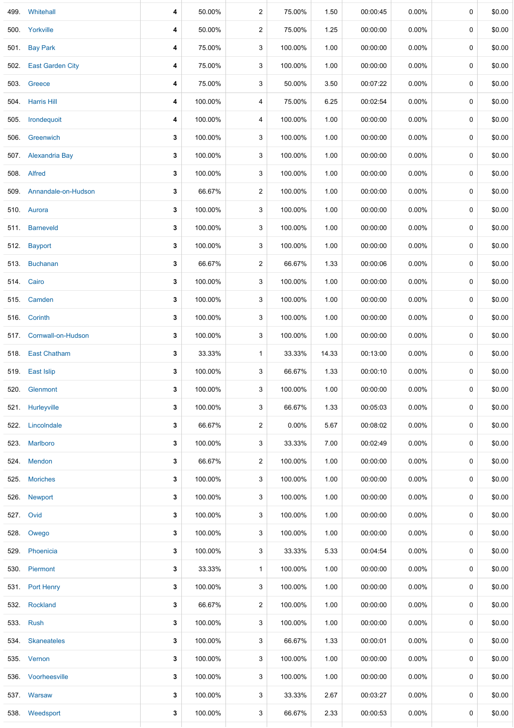| | | | | | | | | | | |
|---|---|---|---|---|---|---|---|---|---|---|
| 499. | Whitehall | 4 | 50.00% | 2 | 75.00% | 1.50 | 00:00:45 | 0.00% | 0 | $0.00 |
| 500. | Yorkville | 4 | 50.00% | 2 | 75.00% | 1.25 | 00:00:00 | 0.00% | 0 | $0.00 |
| 501. | Bay Park | 4 | 75.00% | 3 | 100.00% | 1.00 | 00:00:00 | 0.00% | 0 | $0.00 |
| 502. | East Garden City | 4 | 75.00% | 3 | 100.00% | 1.00 | 00:00:00 | 0.00% | 0 | $0.00 |
| 503. | Greece | 4 | 75.00% | 3 | 50.00% | 3.50 | 00:07:22 | 0.00% | 0 | $0.00 |
| 504. | Harris Hill | 4 | 100.00% | 4 | 75.00% | 6.25 | 00:02:54 | 0.00% | 0 | $0.00 |
| 505. | Irondequoit | 4 | 100.00% | 4 | 100.00% | 1.00 | 00:00:00 | 0.00% | 0 | $0.00 |
| 506. | Greenwich | 3 | 100.00% | 3 | 100.00% | 1.00 | 00:00:00 | 0.00% | 0 | $0.00 |
| 507. | Alexandria Bay | 3 | 100.00% | 3 | 100.00% | 1.00 | 00:00:00 | 0.00% | 0 | $0.00 |
| 508. | Alfred | 3 | 100.00% | 3 | 100.00% | 1.00 | 00:00:00 | 0.00% | 0 | $0.00 |
| 509. | Annandale-on-Hudson | 3 | 66.67% | 2 | 100.00% | 1.00 | 00:00:00 | 0.00% | 0 | $0.00 |
| 510. | Aurora | 3 | 100.00% | 3 | 100.00% | 1.00 | 00:00:00 | 0.00% | 0 | $0.00 |
| 511. | Barneveld | 3 | 100.00% | 3 | 100.00% | 1.00 | 00:00:00 | 0.00% | 0 | $0.00 |
| 512. | Bayport | 3 | 100.00% | 3 | 100.00% | 1.00 | 00:00:00 | 0.00% | 0 | $0.00 |
| 513. | Buchanan | 3 | 66.67% | 2 | 66.67% | 1.33 | 00:00:06 | 0.00% | 0 | $0.00 |
| 514. | Cairo | 3 | 100.00% | 3 | 100.00% | 1.00 | 00:00:00 | 0.00% | 0 | $0.00 |
| 515. | Camden | 3 | 100.00% | 3 | 100.00% | 1.00 | 00:00:00 | 0.00% | 0 | $0.00 |
| 516. | Corinth | 3 | 100.00% | 3 | 100.00% | 1.00 | 00:00:00 | 0.00% | 0 | $0.00 |
| 517. | Cornwall-on-Hudson | 3 | 100.00% | 3 | 100.00% | 1.00 | 00:00:00 | 0.00% | 0 | $0.00 |
| 518. | East Chatham | 3 | 33.33% | 1 | 33.33% | 14.33 | 00:13:00 | 0.00% | 0 | $0.00 |
| 519. | East Islip | 3 | 100.00% | 3 | 66.67% | 1.33 | 00:00:10 | 0.00% | 0 | $0.00 |
| 520. | Glenmont | 3 | 100.00% | 3 | 100.00% | 1.00 | 00:00:00 | 0.00% | 0 | $0.00 |
| 521. | Hurleyville | 3 | 100.00% | 3 | 66.67% | 1.33 | 00:05:03 | 0.00% | 0 | $0.00 |
| 522. | Lincolndale | 3 | 66.67% | 2 | 0.00% | 5.67 | 00:08:02 | 0.00% | 0 | $0.00 |
| 523. | Marlboro | 3 | 100.00% | 3 | 33.33% | 7.00 | 00:02:49 | 0.00% | 0 | $0.00 |
| 524. | Mendon | 3 | 66.67% | 2 | 100.00% | 1.00 | 00:00:00 | 0.00% | 0 | $0.00 |
| 525. | Moriches | 3 | 100.00% | 3 | 100.00% | 1.00 | 00:00:00 | 0.00% | 0 | $0.00 |
| 526. | Newport | 3 | 100.00% | 3 | 100.00% | 1.00 | 00:00:00 | 0.00% | 0 | $0.00 |
| 527. | Ovid | 3 | 100.00% | 3 | 100.00% | 1.00 | 00:00:00 | 0.00% | 0 | $0.00 |
| 528. | Owego | 3 | 100.00% | 3 | 100.00% | 1.00 | 00:00:00 | 0.00% | 0 | $0.00 |
| 529. | Phoenicia | 3 | 100.00% | 3 | 33.33% | 5.33 | 00:04:54 | 0.00% | 0 | $0.00 |
| 530. | Piermont | 3 | 33.33% | 1 | 100.00% | 1.00 | 00:00:00 | 0.00% | 0 | $0.00 |
| 531. | Port Henry | 3 | 100.00% | 3 | 100.00% | 1.00 | 00:00:00 | 0.00% | 0 | $0.00 |
| 532. | Rockland | 3 | 66.67% | 2 | 100.00% | 1.00 | 00:00:00 | 0.00% | 0 | $0.00 |
| 533. | Rush | 3 | 100.00% | 3 | 100.00% | 1.00 | 00:00:00 | 0.00% | 0 | $0.00 |
| 534. | Skaneateles | 3 | 100.00% | 3 | 66.67% | 1.33 | 00:00:01 | 0.00% | 0 | $0.00 |
| 535. | Vernon | 3 | 100.00% | 3 | 100.00% | 1.00 | 00:00:00 | 0.00% | 0 | $0.00 |
| 536. | Voorheesville | 3 | 100.00% | 3 | 100.00% | 1.00 | 00:00:00 | 0.00% | 0 | $0.00 |
| 537. | Warsaw | 3 | 100.00% | 3 | 33.33% | 2.67 | 00:03:27 | 0.00% | 0 | $0.00 |
| 538. | Weedsport | 3 | 100.00% | 3 | 66.67% | 2.33 | 00:00:53 | 0.00% | 0 | $0.00 |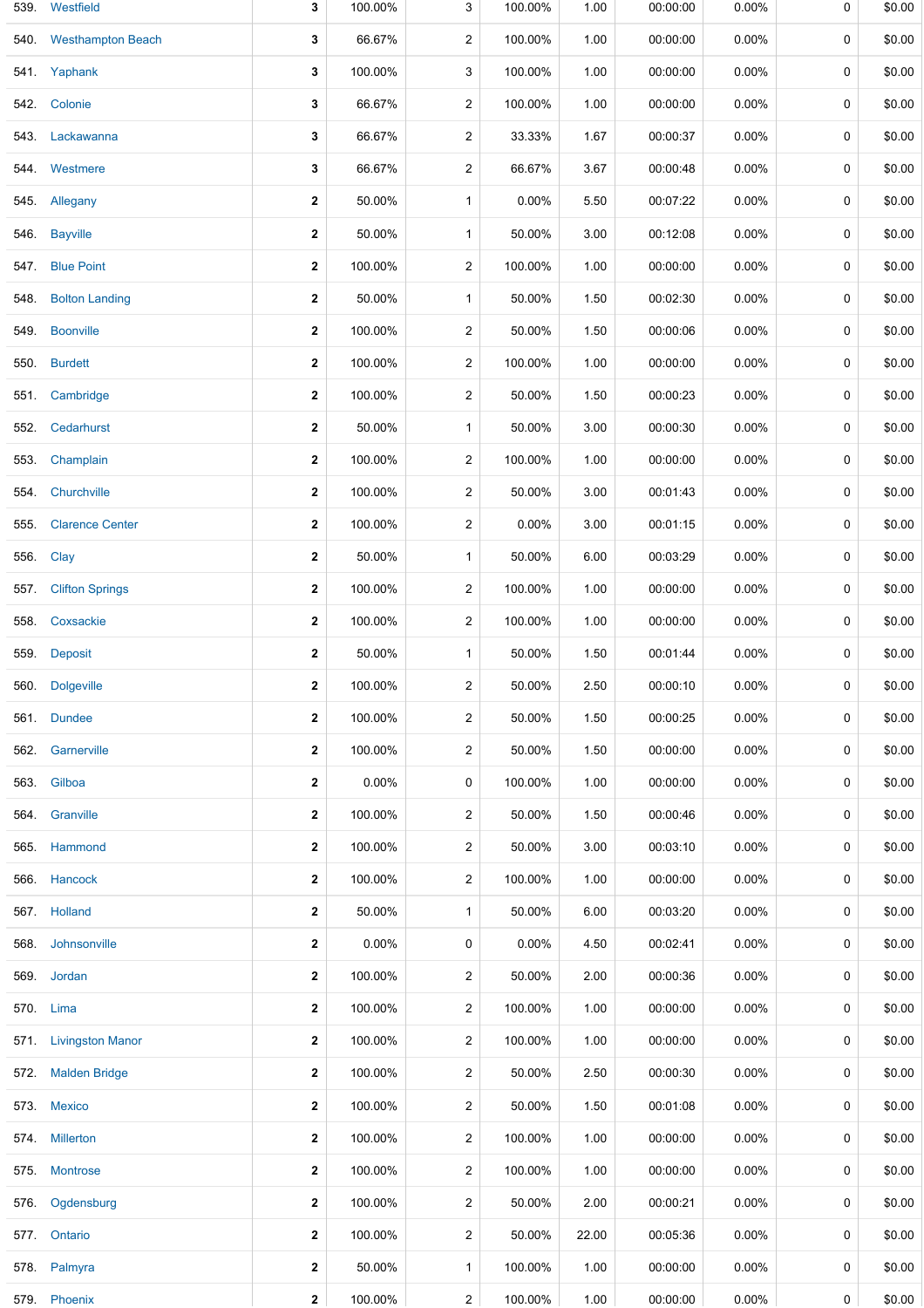| | | | | | | | | | | |
|---|---|---|---|---|---|---|---|---|---|---|
| 539. | Westfield | 3 | 100.00% | 3 | 100.00% | 1.00 | 00:00:00 | 0.00% | 0 | $0.00 |
| 540. | Westhampton Beach | 3 | 66.67% | 2 | 100.00% | 1.00 | 00:00:00 | 0.00% | 0 | $0.00 |
| 541. | Yaphank | 3 | 100.00% | 3 | 100.00% | 1.00 | 00:00:00 | 0.00% | 0 | $0.00 |
| 542. | Colonie | 3 | 66.67% | 2 | 100.00% | 1.00 | 00:00:00 | 0.00% | 0 | $0.00 |
| 543. | Lackawanna | 3 | 66.67% | 2 | 33.33% | 1.67 | 00:00:37 | 0.00% | 0 | $0.00 |
| 544. | Westmere | 3 | 66.67% | 2 | 66.67% | 3.67 | 00:00:48 | 0.00% | 0 | $0.00 |
| 545. | Allegany | 2 | 50.00% | 1 | 0.00% | 5.50 | 00:07:22 | 0.00% | 0 | $0.00 |
| 546. | Bayville | 2 | 50.00% | 1 | 50.00% | 3.00 | 00:12:08 | 0.00% | 0 | $0.00 |
| 547. | Blue Point | 2 | 100.00% | 2 | 100.00% | 1.00 | 00:00:00 | 0.00% | 0 | $0.00 |
| 548. | Bolton Landing | 2 | 50.00% | 1 | 50.00% | 1.50 | 00:02:30 | 0.00% | 0 | $0.00 |
| 549. | Boonville | 2 | 100.00% | 2 | 50.00% | 1.50 | 00:00:06 | 0.00% | 0 | $0.00 |
| 550. | Burdett | 2 | 100.00% | 2 | 100.00% | 1.00 | 00:00:00 | 0.00% | 0 | $0.00 |
| 551. | Cambridge | 2 | 100.00% | 2 | 50.00% | 1.50 | 00:00:23 | 0.00% | 0 | $0.00 |
| 552. | Cedarhurst | 2 | 50.00% | 1 | 50.00% | 3.00 | 00:00:30 | 0.00% | 0 | $0.00 |
| 553. | Champlain | 2 | 100.00% | 2 | 100.00% | 1.00 | 00:00:00 | 0.00% | 0 | $0.00 |
| 554. | Churchville | 2 | 100.00% | 2 | 50.00% | 3.00 | 00:01:43 | 0.00% | 0 | $0.00 |
| 555. | Clarence Center | 2 | 100.00% | 2 | 0.00% | 3.00 | 00:01:15 | 0.00% | 0 | $0.00 |
| 556. | Clay | 2 | 50.00% | 1 | 50.00% | 6.00 | 00:03:29 | 0.00% | 0 | $0.00 |
| 557. | Clifton Springs | 2 | 100.00% | 2 | 100.00% | 1.00 | 00:00:00 | 0.00% | 0 | $0.00 |
| 558. | Coxsackie | 2 | 100.00% | 2 | 100.00% | 1.00 | 00:00:00 | 0.00% | 0 | $0.00 |
| 559. | Deposit | 2 | 50.00% | 1 | 50.00% | 1.50 | 00:01:44 | 0.00% | 0 | $0.00 |
| 560. | Dolgeville | 2 | 100.00% | 2 | 50.00% | 2.50 | 00:00:10 | 0.00% | 0 | $0.00 |
| 561. | Dundee | 2 | 100.00% | 2 | 50.00% | 1.50 | 00:00:25 | 0.00% | 0 | $0.00 |
| 562. | Garnerville | 2 | 100.00% | 2 | 50.00% | 1.50 | 00:00:00 | 0.00% | 0 | $0.00 |
| 563. | Gilboa | 2 | 0.00% | 0 | 100.00% | 1.00 | 00:00:00 | 0.00% | 0 | $0.00 |
| 564. | Granville | 2 | 100.00% | 2 | 50.00% | 1.50 | 00:00:46 | 0.00% | 0 | $0.00 |
| 565. | Hammond | 2 | 100.00% | 2 | 50.00% | 3.00 | 00:03:10 | 0.00% | 0 | $0.00 |
| 566. | Hancock | 2 | 100.00% | 2 | 100.00% | 1.00 | 00:00:00 | 0.00% | 0 | $0.00 |
| 567. | Holland | 2 | 50.00% | 1 | 50.00% | 6.00 | 00:03:20 | 0.00% | 0 | $0.00 |
| 568. | Johnsonville | 2 | 0.00% | 0 | 0.00% | 4.50 | 00:02:41 | 0.00% | 0 | $0.00 |
| 569. | Jordan | 2 | 100.00% | 2 | 50.00% | 2.00 | 00:00:36 | 0.00% | 0 | $0.00 |
| 570. | Lima | 2 | 100.00% | 2 | 100.00% | 1.00 | 00:00:00 | 0.00% | 0 | $0.00 |
| 571. | Livingston Manor | 2 | 100.00% | 2 | 100.00% | 1.00 | 00:00:00 | 0.00% | 0 | $0.00 |
| 572. | Malden Bridge | 2 | 100.00% | 2 | 50.00% | 2.50 | 00:00:30 | 0.00% | 0 | $0.00 |
| 573. | Mexico | 2 | 100.00% | 2 | 50.00% | 1.50 | 00:01:08 | 0.00% | 0 | $0.00 |
| 574. | Millerton | 2 | 100.00% | 2 | 100.00% | 1.00 | 00:00:00 | 0.00% | 0 | $0.00 |
| 575. | Montrose | 2 | 100.00% | 2 | 100.00% | 1.00 | 00:00:00 | 0.00% | 0 | $0.00 |
| 576. | Ogdensburg | 2 | 100.00% | 2 | 50.00% | 2.00 | 00:00:21 | 0.00% | 0 | $0.00 |
| 577. | Ontario | 2 | 100.00% | 2 | 50.00% | 22.00 | 00:05:36 | 0.00% | 0 | $0.00 |
| 578. | Palmyra | 2 | 50.00% | 1 | 100.00% | 1.00 | 00:00:00 | 0.00% | 0 | $0.00 |
| 579. | Phoenix | 2 | 100.00% | 2 | 100.00% | 1.00 | 00:00:00 | 0.00% | 0 | $0.00 |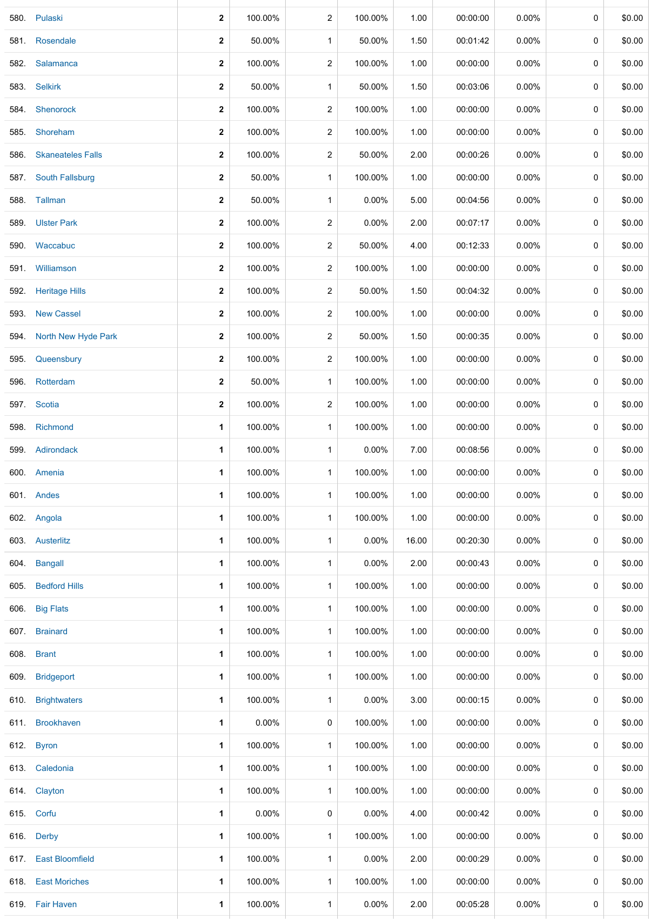| | | | | | | | | | | |
|---|---|---|---|---|---|---|---|---|---|---|
| 580. | Pulaski | **2** | 100.00% | 2 | 100.00% | 1.00 | 00:00:00 | 0.00% | 0 | $0.00 |
| 581. | Rosendale | **2** | 50.00% | 1 | 50.00% | 1.50 | 00:01:42 | 0.00% | 0 | $0.00 |
| 582. | Salamanca | **2** | 100.00% | 2 | 100.00% | 1.00 | 00:00:00 | 0.00% | 0 | $0.00 |
| 583. | Selkirk | **2** | 50.00% | 1 | 50.00% | 1.50 | 00:03:06 | 0.00% | 0 | $0.00 |
| 584. | Shenorock | **2** | 100.00% | 2 | 100.00% | 1.00 | 00:00:00 | 0.00% | 0 | $0.00 |
| 585. | Shoreham | **2** | 100.00% | 2 | 100.00% | 1.00 | 00:00:00 | 0.00% | 0 | $0.00 |
| 586. | Skaneateles Falls | **2** | 100.00% | 2 | 50.00% | 2.00 | 00:00:26 | 0.00% | 0 | $0.00 |
| 587. | South Fallsburg | **2** | 50.00% | 1 | 100.00% | 1.00 | 00:00:00 | 0.00% | 0 | $0.00 |
| 588. | Tallman | **2** | 50.00% | 1 | 0.00% | 5.00 | 00:04:56 | 0.00% | 0 | $0.00 |
| 589. | Ulster Park | **2** | 100.00% | 2 | 0.00% | 2.00 | 00:07:17 | 0.00% | 0 | $0.00 |
| 590. | Waccabuc | **2** | 100.00% | 2 | 50.00% | 4.00 | 00:12:33 | 0.00% | 0 | $0.00 |
| 591. | Williamson | **2** | 100.00% | 2 | 100.00% | 1.00 | 00:00:00 | 0.00% | 0 | $0.00 |
| 592. | Heritage Hills | **2** | 100.00% | 2 | 50.00% | 1.50 | 00:04:32 | 0.00% | 0 | $0.00 |
| 593. | New Cassel | **2** | 100.00% | 2 | 100.00% | 1.00 | 00:00:00 | 0.00% | 0 | $0.00 |
| 594. | North New Hyde Park | **2** | 100.00% | 2 | 50.00% | 1.50 | 00:00:35 | 0.00% | 0 | $0.00 |
| 595. | Queensbury | **2** | 100.00% | 2 | 100.00% | 1.00 | 00:00:00 | 0.00% | 0 | $0.00 |
| 596. | Rotterdam | **2** | 50.00% | 1 | 100.00% | 1.00 | 00:00:00 | 0.00% | 0 | $0.00 |
| 597. | Scotia | **2** | 100.00% | 2 | 100.00% | 1.00 | 00:00:00 | 0.00% | 0 | $0.00 |
| 598. | Richmond | **1** | 100.00% | 1 | 100.00% | 1.00 | 00:00:00 | 0.00% | 0 | $0.00 |
| 599. | Adirondack | **1** | 100.00% | 1 | 0.00% | 7.00 | 00:08:56 | 0.00% | 0 | $0.00 |
| 600. | Amenia | **1** | 100.00% | 1 | 100.00% | 1.00 | 00:00:00 | 0.00% | 0 | $0.00 |
| 601. | Andes | **1** | 100.00% | 1 | 100.00% | 1.00 | 00:00:00 | 0.00% | 0 | $0.00 |
| 602. | Angola | **1** | 100.00% | 1 | 100.00% | 1.00 | 00:00:00 | 0.00% | 0 | $0.00 |
| 603. | Austerlitz | **1** | 100.00% | 1 | 0.00% | 16.00 | 00:20:30 | 0.00% | 0 | $0.00 |
| 604. | Bangall | **1** | 100.00% | 1 | 0.00% | 2.00 | 00:00:43 | 0.00% | 0 | $0.00 |
| 605. | Bedford Hills | **1** | 100.00% | 1 | 100.00% | 1.00 | 00:00:00 | 0.00% | 0 | $0.00 |
| 606. | Big Flats | **1** | 100.00% | 1 | 100.00% | 1.00 | 00:00:00 | 0.00% | 0 | $0.00 |
| 607. | Brainard | **1** | 100.00% | 1 | 100.00% | 1.00 | 00:00:00 | 0.00% | 0 | $0.00 |
| 608. | Brant | **1** | 100.00% | 1 | 100.00% | 1.00 | 00:00:00 | 0.00% | 0 | $0.00 |
| 609. | Bridgeport | **1** | 100.00% | 1 | 100.00% | 1.00 | 00:00:00 | 0.00% | 0 | $0.00 |
| 610. | Brightwaters | **1** | 100.00% | 1 | 0.00% | 3.00 | 00:00:15 | 0.00% | 0 | $0.00 |
| 611. | Brookhaven | **1** | 0.00% | 0 | 100.00% | 1.00 | 00:00:00 | 0.00% | 0 | $0.00 |
| 612. | Byron | **1** | 100.00% | 1 | 100.00% | 1.00 | 00:00:00 | 0.00% | 0 | $0.00 |
| 613. | Caledonia | **1** | 100.00% | 1 | 100.00% | 1.00 | 00:00:00 | 0.00% | 0 | $0.00 |
| 614. | Clayton | **1** | 100.00% | 1 | 100.00% | 1.00 | 00:00:00 | 0.00% | 0 | $0.00 |
| 615. | Corfu | **1** | 0.00% | 0 | 0.00% | 4.00 | 00:00:42 | 0.00% | 0 | $0.00 |
| 616. | Derby | **1** | 100.00% | 1 | 100.00% | 1.00 | 00:00:00 | 0.00% | 0 | $0.00 |
| 617. | East Bloomfield | **1** | 100.00% | 1 | 0.00% | 2.00 | 00:00:29 | 0.00% | 0 | $0.00 |
| 618. | East Moriches | **1** | 100.00% | 1 | 100.00% | 1.00 | 00:00:00 | 0.00% | 0 | $0.00 |
| 619. | Fair Haven | **1** | 100.00% | 1 | 0.00% | 2.00 | 00:05:28 | 0.00% | 0 | $0.00 |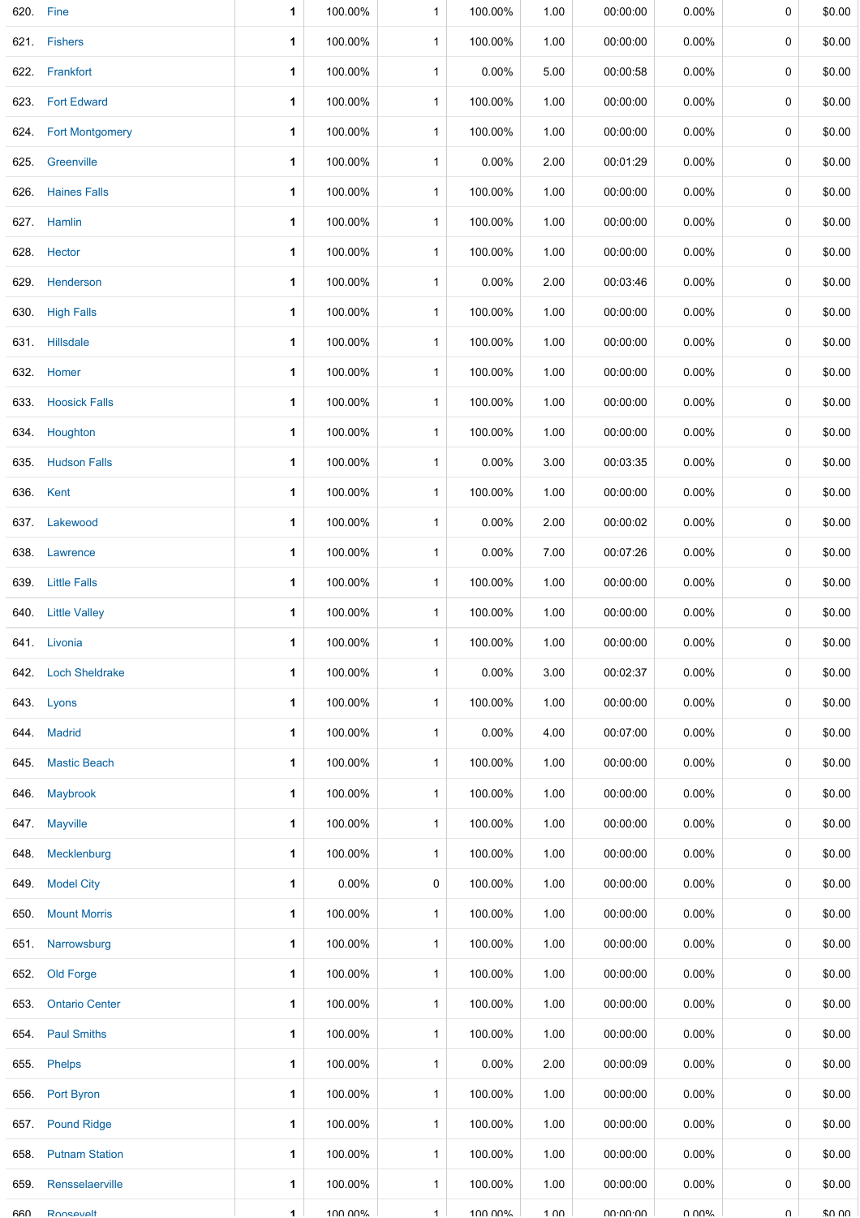| | | | | | | | | | | |
|---|---|---|---|---|---|---|---|---|---|---|
| 620. | Fine | 1 | 100.00% | 1 | 100.00% | 1.00 | 00:00:00 | 0.00% | 0 | $0.00 |
| 621. | Fishers | 1 | 100.00% | 1 | 100.00% | 1.00 | 00:00:00 | 0.00% | 0 | $0.00 |
| 622. | Frankfort | 1 | 100.00% | 1 | 0.00% | 5.00 | 00:00:58 | 0.00% | 0 | $0.00 |
| 623. | Fort Edward | 1 | 100.00% | 1 | 100.00% | 1.00 | 00:00:00 | 0.00% | 0 | $0.00 |
| 624. | Fort Montgomery | 1 | 100.00% | 1 | 100.00% | 1.00 | 00:00:00 | 0.00% | 0 | $0.00 |
| 625. | Greenville | 1 | 100.00% | 1 | 0.00% | 2.00 | 00:01:29 | 0.00% | 0 | $0.00 |
| 626. | Haines Falls | 1 | 100.00% | 1 | 100.00% | 1.00 | 00:00:00 | 0.00% | 0 | $0.00 |
| 627. | Hamlin | 1 | 100.00% | 1 | 100.00% | 1.00 | 00:00:00 | 0.00% | 0 | $0.00 |
| 628. | Hector | 1 | 100.00% | 1 | 100.00% | 1.00 | 00:00:00 | 0.00% | 0 | $0.00 |
| 629. | Henderson | 1 | 100.00% | 1 | 0.00% | 2.00 | 00:03:46 | 0.00% | 0 | $0.00 |
| 630. | High Falls | 1 | 100.00% | 1 | 100.00% | 1.00 | 00:00:00 | 0.00% | 0 | $0.00 |
| 631. | Hillsdale | 1 | 100.00% | 1 | 100.00% | 1.00 | 00:00:00 | 0.00% | 0 | $0.00 |
| 632. | Homer | 1 | 100.00% | 1 | 100.00% | 1.00 | 00:00:00 | 0.00% | 0 | $0.00 |
| 633. | Hoosick Falls | 1 | 100.00% | 1 | 100.00% | 1.00 | 00:00:00 | 0.00% | 0 | $0.00 |
| 634. | Houghton | 1 | 100.00% | 1 | 100.00% | 1.00 | 00:00:00 | 0.00% | 0 | $0.00 |
| 635. | Hudson Falls | 1 | 100.00% | 1 | 0.00% | 3.00 | 00:03:35 | 0.00% | 0 | $0.00 |
| 636. | Kent | 1 | 100.00% | 1 | 100.00% | 1.00 | 00:00:00 | 0.00% | 0 | $0.00 |
| 637. | Lakewood | 1 | 100.00% | 1 | 0.00% | 2.00 | 00:00:02 | 0.00% | 0 | $0.00 |
| 638. | Lawrence | 1 | 100.00% | 1 | 0.00% | 7.00 | 00:07:26 | 0.00% | 0 | $0.00 |
| 639. | Little Falls | 1 | 100.00% | 1 | 100.00% | 1.00 | 00:00:00 | 0.00% | 0 | $0.00 |
| 640. | Little Valley | 1 | 100.00% | 1 | 100.00% | 1.00 | 00:00:00 | 0.00% | 0 | $0.00 |
| 641. | Livonia | 1 | 100.00% | 1 | 100.00% | 1.00 | 00:00:00 | 0.00% | 0 | $0.00 |
| 642. | Loch Sheldrake | 1 | 100.00% | 1 | 0.00% | 3.00 | 00:02:37 | 0.00% | 0 | $0.00 |
| 643. | Lyons | 1 | 100.00% | 1 | 100.00% | 1.00 | 00:00:00 | 0.00% | 0 | $0.00 |
| 644. | Madrid | 1 | 100.00% | 1 | 0.00% | 4.00 | 00:07:00 | 0.00% | 0 | $0.00 |
| 645. | Mastic Beach | 1 | 100.00% | 1 | 100.00% | 1.00 | 00:00:00 | 0.00% | 0 | $0.00 |
| 646. | Maybrook | 1 | 100.00% | 1 | 100.00% | 1.00 | 00:00:00 | 0.00% | 0 | $0.00 |
| 647. | Mayville | 1 | 100.00% | 1 | 100.00% | 1.00 | 00:00:00 | 0.00% | 0 | $0.00 |
| 648. | Mecklenburg | 1 | 100.00% | 1 | 100.00% | 1.00 | 00:00:00 | 0.00% | 0 | $0.00 |
| 649. | Model City | 1 | 0.00% | 0 | 100.00% | 1.00 | 00:00:00 | 0.00% | 0 | $0.00 |
| 650. | Mount Morris | 1 | 100.00% | 1 | 100.00% | 1.00 | 00:00:00 | 0.00% | 0 | $0.00 |
| 651. | Narrowsburg | 1 | 100.00% | 1 | 100.00% | 1.00 | 00:00:00 | 0.00% | 0 | $0.00 |
| 652. | Old Forge | 1 | 100.00% | 1 | 100.00% | 1.00 | 00:00:00 | 0.00% | 0 | $0.00 |
| 653. | Ontario Center | 1 | 100.00% | 1 | 100.00% | 1.00 | 00:00:00 | 0.00% | 0 | $0.00 |
| 654. | Paul Smiths | 1 | 100.00% | 1 | 100.00% | 1.00 | 00:00:00 | 0.00% | 0 | $0.00 |
| 655. | Phelps | 1 | 100.00% | 1 | 0.00% | 2.00 | 00:00:09 | 0.00% | 0 | $0.00 |
| 656. | Port Byron | 1 | 100.00% | 1 | 100.00% | 1.00 | 00:00:00 | 0.00% | 0 | $0.00 |
| 657. | Pound Ridge | 1 | 100.00% | 1 | 100.00% | 1.00 | 00:00:00 | 0.00% | 0 | $0.00 |
| 658. | Putnam Station | 1 | 100.00% | 1 | 100.00% | 1.00 | 00:00:00 | 0.00% | 0 | $0.00 |
| 659. | Rensselaerville | 1 | 100.00% | 1 | 100.00% | 1.00 | 00:00:00 | 0.00% | 0 | $0.00 |
| 660. | Roosevelt | 1 | 100.00% | 1 | 100.00% | 1.00 | 00:00:00 | 0.00% | 0 | $0.00 |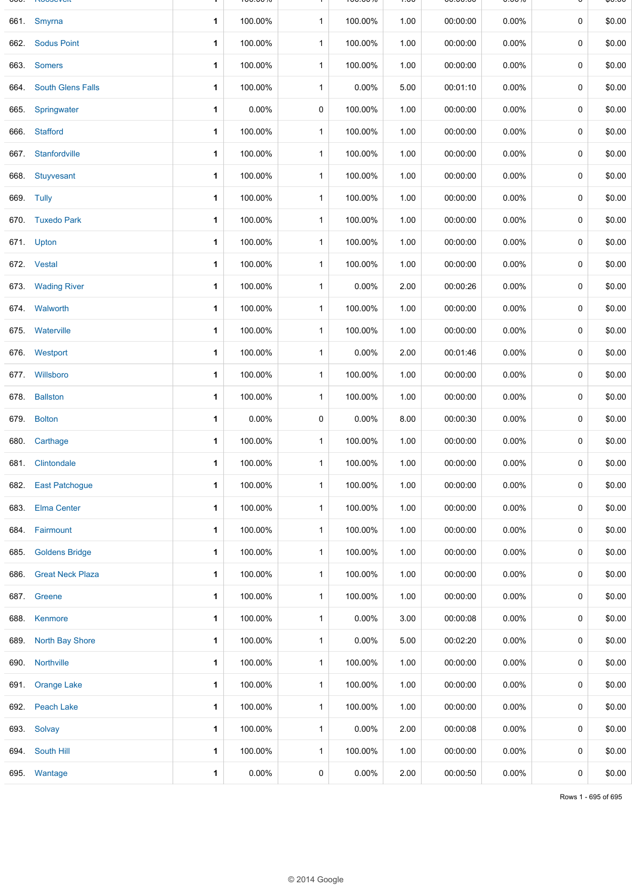| | | | | | | | | | |
|---|---|---|---|---|---|---|---|---|---|
| 661. | Smyrna | **1** | 100.00% | 1 | 100.00% | 1.00 | 00:00:00 | 0.00% | 0 | $0.00 |
| 662. | Sodus Point | **1** | 100.00% | 1 | 100.00% | 1.00 | 00:00:00 | 0.00% | 0 | $0.00 |
| 663. | Somers | **1** | 100.00% | 1 | 100.00% | 1.00 | 00:00:00 | 0.00% | 0 | $0.00 |
| 664. | South Glens Falls | **1** | 100.00% | 1 | 0.00% | 5.00 | 00:01:10 | 0.00% | 0 | $0.00 |
| 665. | Springwater | **1** | 0.00% | 0 | 100.00% | 1.00 | 00:00:00 | 0.00% | 0 | $0.00 |
| 666. | Stafford | **1** | 100.00% | 1 | 100.00% | 1.00 | 00:00:00 | 0.00% | 0 | $0.00 |
| 667. | Stanfordville | **1** | 100.00% | 1 | 100.00% | 1.00 | 00:00:00 | 0.00% | 0 | $0.00 |
| 668. | Stuyvesant | **1** | 100.00% | 1 | 100.00% | 1.00 | 00:00:00 | 0.00% | 0 | $0.00 |
| 669. | Tully | **1** | 100.00% | 1 | 100.00% | 1.00 | 00:00:00 | 0.00% | 0 | $0.00 |
| 670. | Tuxedo Park | **1** | 100.00% | 1 | 100.00% | 1.00 | 00:00:00 | 0.00% | 0 | $0.00 |
| 671. | Upton | **1** | 100.00% | 1 | 100.00% | 1.00 | 00:00:00 | 0.00% | 0 | $0.00 |
| 672. | Vestal | **1** | 100.00% | 1 | 100.00% | 1.00 | 00:00:00 | 0.00% | 0 | $0.00 |
| 673. | Wading River | **1** | 100.00% | 1 | 0.00% | 2.00 | 00:00:26 | 0.00% | 0 | $0.00 |
| 674. | Walworth | **1** | 100.00% | 1 | 100.00% | 1.00 | 00:00:00 | 0.00% | 0 | $0.00 |
| 675. | Waterville | **1** | 100.00% | 1 | 100.00% | 1.00 | 00:00:00 | 0.00% | 0 | $0.00 |
| 676. | Westport | **1** | 100.00% | 1 | 0.00% | 2.00 | 00:01:46 | 0.00% | 0 | $0.00 |
| 677. | Willsboro | **1** | 100.00% | 1 | 100.00% | 1.00 | 00:00:00 | 0.00% | 0 | $0.00 |
| 678. | Ballston | **1** | 100.00% | 1 | 100.00% | 1.00 | 00:00:00 | 0.00% | 0 | $0.00 |
| 679. | Bolton | **1** | 0.00% | 0 | 0.00% | 8.00 | 00:00:30 | 0.00% | 0 | $0.00 |
| 680. | Carthage | **1** | 100.00% | 1 | 100.00% | 1.00 | 00:00:00 | 0.00% | 0 | $0.00 |
| 681. | Clintondale | **1** | 100.00% | 1 | 100.00% | 1.00 | 00:00:00 | 0.00% | 0 | $0.00 |
| 682. | East Patchogue | **1** | 100.00% | 1 | 100.00% | 1.00 | 00:00:00 | 0.00% | 0 | $0.00 |
| 683. | Elma Center | **1** | 100.00% | 1 | 100.00% | 1.00 | 00:00:00 | 0.00% | 0 | $0.00 |
| 684. | Fairmount | **1** | 100.00% | 1 | 100.00% | 1.00 | 00:00:00 | 0.00% | 0 | $0.00 |
| 685. | Goldens Bridge | **1** | 100.00% | 1 | 100.00% | 1.00 | 00:00:00 | 0.00% | 0 | $0.00 |
| 686. | Great Neck Plaza | **1** | 100.00% | 1 | 100.00% | 1.00 | 00:00:00 | 0.00% | 0 | $0.00 |
| 687. | Greene | **1** | 100.00% | 1 | 100.00% | 1.00 | 00:00:00 | 0.00% | 0 | $0.00 |
| 688. | Kenmore | **1** | 100.00% | 1 | 0.00% | 3.00 | 00:00:08 | 0.00% | 0 | $0.00 |
| 689. | North Bay Shore | **1** | 100.00% | 1 | 0.00% | 5.00 | 00:02:20 | 0.00% | 0 | $0.00 |
| 690. | Northville | **1** | 100.00% | 1 | 100.00% | 1.00 | 00:00:00 | 0.00% | 0 | $0.00 |
| 691. | Orange Lake | **1** | 100.00% | 1 | 100.00% | 1.00 | 00:00:00 | 0.00% | 0 | $0.00 |
| 692. | Peach Lake | **1** | 100.00% | 1 | 100.00% | 1.00 | 00:00:00 | 0.00% | 0 | $0.00 |
| 693. | Solvay | **1** | 100.00% | 1 | 0.00% | 2.00 | 00:00:08 | 0.00% | 0 | $0.00 |
| 694. | South Hill | **1** | 100.00% | 1 | 100.00% | 1.00 | 00:00:00 | 0.00% | 0 | $0.00 |
| 695. | Wantage | **1** | 0.00% | 0 | 0.00% | 2.00 | 00:00:50 | 0.00% | 0 | $0.00 |

Rows 1 - 695 of 695

© 2014 Google